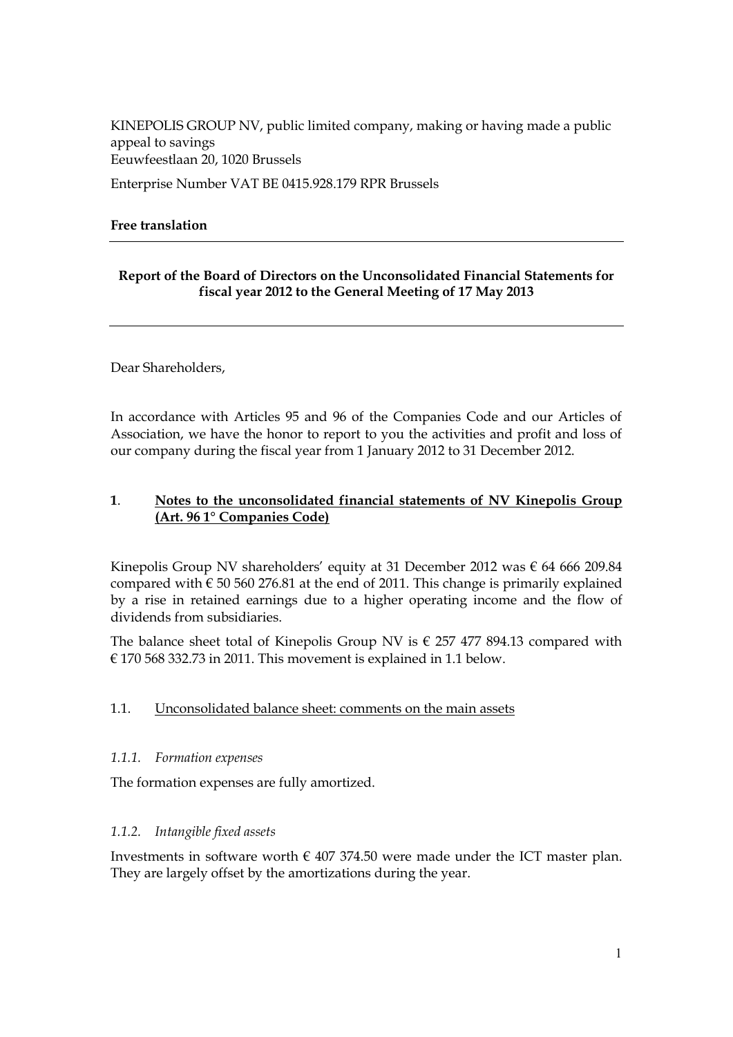KINEPOLIS GROUP NV, public limited company, making or having made a public appeal to savings
Eeuwfeestlaan 20, 1020 Brussels

Enterprise Number VAT BE 0415.928.179 RPR Brussels

**Free translation**

---

**Report of the Board of Directors on the Unconsolidated Financial Statements for fiscal year 2012 to the General Meeting of 17 May 2013**

---

Dear Shareholders,

In accordance with Articles 95 and 96 of the Companies Code and our Articles of Association, we have the honor to report to you the activities and profit and loss of our company during the fiscal year from 1 January 2012 to 31 December 2012.

## 1. Notes to the unconsolidated financial statements of NV Kinepolis Group (Art. 96 1° Companies Code)

Kinepolis Group NV shareholders' equity at 31 December 2012 was € 64 666 209.84 compared with € 50 560 276.81 at the end of 2011. This change is primarily explained by a rise in retained earnings due to a higher operating income and the flow of dividends from subsidiaries.

The balance sheet total of Kinepolis Group NV is € 257 477 894.13 compared with € 170 568 332.73 in 2011. This movement is explained in 1.1 below.

### 1.1. Unconsolidated balance sheet: comments on the main assets

#### *1.1.1. Formation expenses*

The formation expenses are fully amortized.

#### *1.1.2. Intangible fixed assets*

Investments in software worth € 407 374.50 were made under the ICT master plan. They are largely offset by the amortizations during the year.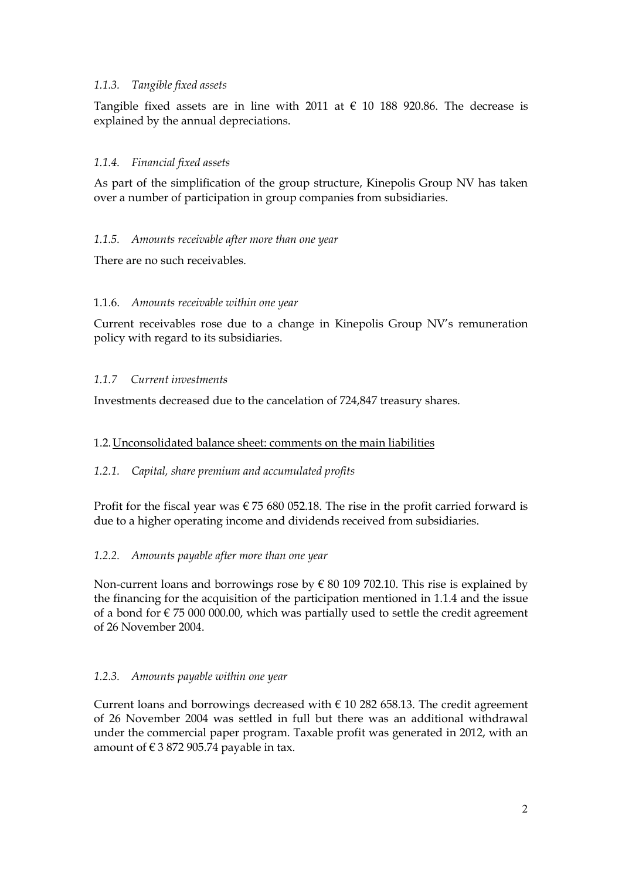#### *1.1.3. Tangible fixed assets*

Tangible fixed assets are in line with 2011 at € 10 188 920.86. The decrease is explained by the annual depreciations.

#### *1.1.4. Financial fixed assets*

As part of the simplification of the group structure, Kinepolis Group NV has taken over a number of participation in group companies from subsidiaries.

#### *1.1.5. Amounts receivable after more than one year*

There are no such receivables.

#### 1.1.6. *Amounts receivable within one year*

Current receivables rose due to a change in Kinepolis Group NV's remuneration policy with regard to its subsidiaries.

#### *1.1.7 Current investments*

Investments decreased due to the cancelation of 724,847 treasury shares.

### 1.2. Unconsolidated balance sheet: comments on the main liabilities

#### *1.2.1. Capital, share premium and accumulated profits*

Profit for the fiscal year was € 75 680 052.18. The rise in the profit carried forward is due to a higher operating income and dividends received from subsidiaries.

#### *1.2.2. Amounts payable after more than one year*

Non-current loans and borrowings rose by € 80 109 702.10. This rise is explained by the financing for the acquisition of the participation mentioned in 1.1.4 and the issue of a bond for € 75 000 000.00, which was partially used to settle the credit agreement of 26 November 2004.

#### *1.2.3. Amounts payable within one year*

Current loans and borrowings decreased with € 10 282 658.13. The credit agreement of 26 November 2004 was settled in full but there was an additional withdrawal under the commercial paper program. Taxable profit was generated in 2012, with an amount of € 3 872 905.74 payable in tax.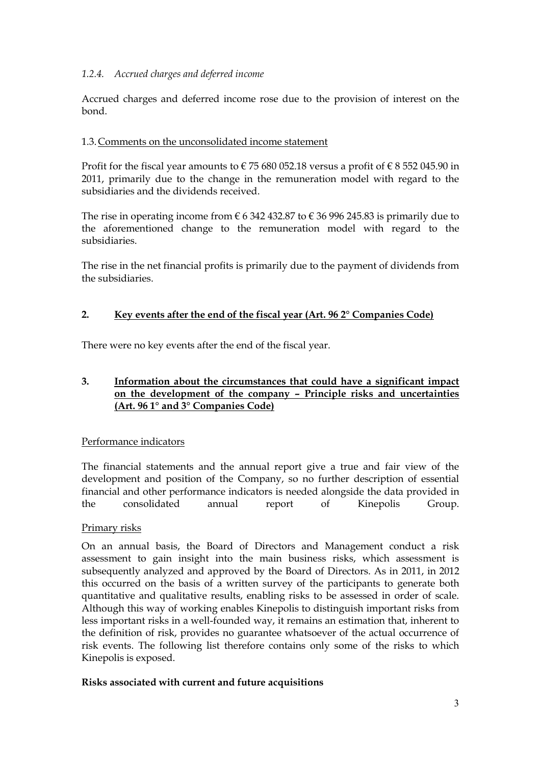#### *1.2.4. Accrued charges and deferred income*

Accrued charges and deferred income rose due to the provision of interest on the bond.

### 1.3. Comments on the unconsolidated income statement

Profit for the fiscal year amounts to € 75 680 052.18 versus a profit of € 8 552 045.90 in 2011, primarily due to the change in the remuneration model with regard to the subsidiaries and the dividends received.

The rise in operating income from € 6 342 432.87 to € 36 996 245.83 is primarily due to the aforementioned change to the remuneration model with regard to the subsidiaries.

The rise in the net financial profits is primarily due to the payment of dividends from the subsidiaries.

## 2. Key events after the end of the fiscal year (Art. 96 2° Companies Code)

There were no key events after the end of the fiscal year.

## 3. Information about the circumstances that could have a significant impact on the development of the company – Principle risks and uncertainties (Art. 96 1° and 3° Companies Code)

### Performance indicators

The financial statements and the annual report give a true and fair view of the development and position of the Company, so no further description of essential financial and other performance indicators is needed alongside the data provided in the consolidated annual report of Kinepolis Group.

### Primary risks

On an annual basis, the Board of Directors and Management conduct a risk assessment to gain insight into the main business risks, which assessment is subsequently analyzed and approved by the Board of Directors. As in 2011, in 2012 this occurred on the basis of a written survey of the participants to generate both quantitative and qualitative results, enabling risks to be assessed in order of scale. Although this way of working enables Kinepolis to distinguish important risks from less important risks in a well-founded way, it remains an estimation that, inherent to the definition of risk, provides no guarantee whatsoever of the actual occurrence of risk events. The following list therefore contains only some of the risks to which Kinepolis is exposed.

**Risks associated with current and future acquisitions**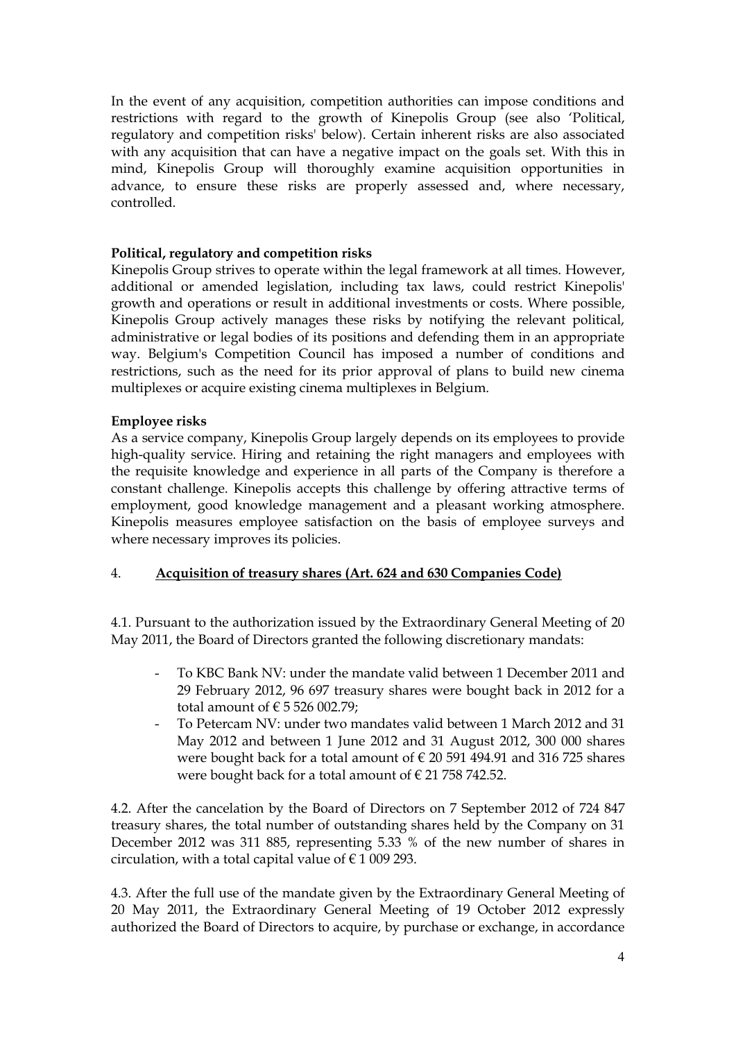In the event of any acquisition, competition authorities can impose conditions and restrictions with regard to the growth of Kinepolis Group (see also 'Political, regulatory and competition risks' below). Certain inherent risks are also associated with any acquisition that can have a negative impact on the goals set. With this in mind, Kinepolis Group will thoroughly examine acquisition opportunities in advance, to ensure these risks are properly assessed and, where necessary, controlled.

**Political, regulatory and competition risks**

Kinepolis Group strives to operate within the legal framework at all times. However, additional or amended legislation, including tax laws, could restrict Kinepolis' growth and operations or result in additional investments or costs. Where possible, Kinepolis Group actively manages these risks by notifying the relevant political, administrative or legal bodies of its positions and defending them in an appropriate way. Belgium's Competition Council has imposed a number of conditions and restrictions, such as the need for its prior approval of plans to build new cinema multiplexes or acquire existing cinema multiplexes in Belgium.

**Employee risks**

As a service company, Kinepolis Group largely depends on its employees to provide high-quality service. Hiring and retaining the right managers and employees with the requisite knowledge and experience in all parts of the Company is therefore a constant challenge. Kinepolis accepts this challenge by offering attractive terms of employment, good knowledge management and a pleasant working atmosphere. Kinepolis measures employee satisfaction on the basis of employee surveys and where necessary improves its policies.

## 4. Acquisition of treasury shares (Art. 624 and 630 Companies Code)

4.1. Pursuant to the authorization issued by the Extraordinary General Meeting of 20 May 2011, the Board of Directors granted the following discretionary mandats:

- To KBC Bank NV: under the mandate valid between 1 December 2011 and 29 February 2012, 96 697 treasury shares were bought back in 2012 for a total amount of € 5 526 002.79;
- To Petercam NV: under two mandates valid between 1 March 2012 and 31 May 2012 and between 1 June 2012 and 31 August 2012, 300 000 shares were bought back for a total amount of € 20 591 494.91 and 316 725 shares were bought back for a total amount of € 21 758 742.52.

4.2. After the cancelation by the Board of Directors on 7 September 2012 of 724 847 treasury shares, the total number of outstanding shares held by the Company on 31 December 2012 was 311 885, representing 5.33 % of the new number of shares in circulation, with a total capital value of € 1 009 293.

4.3. After the full use of the mandate given by the Extraordinary General Meeting of 20 May 2011, the Extraordinary General Meeting of 19 October 2012 expressly authorized the Board of Directors to acquire, by purchase or exchange, in accordance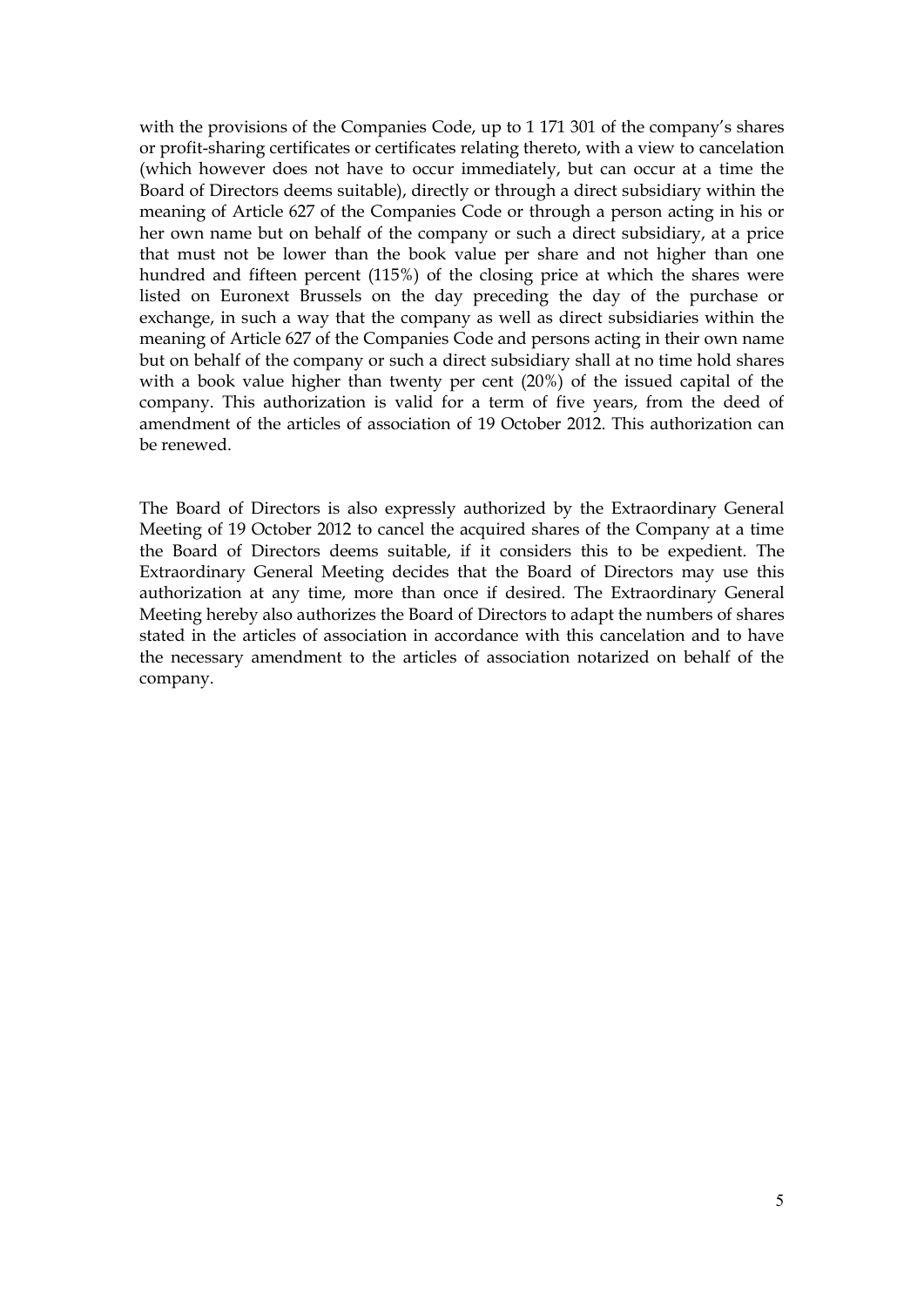with the provisions of the Companies Code, up to 1 171 301 of the company's shares or profit-sharing certificates or certificates relating thereto, with a view to cancelation (which however does not have to occur immediately, but can occur at a time the Board of Directors deems suitable), directly or through a direct subsidiary within the meaning of Article 627 of the Companies Code or through a person acting in his or her own name but on behalf of the company or such a direct subsidiary, at a price that must not be lower than the book value per share and not higher than one hundred and fifteen percent (115%) of the closing price at which the shares were listed on Euronext Brussels on the day preceding the day of the purchase or exchange, in such a way that the company as well as direct subsidiaries within the meaning of Article 627 of the Companies Code and persons acting in their own name but on behalf of the company or such a direct subsidiary shall at no time hold shares with a book value higher than twenty per cent (20%) of the issued capital of the company. This authorization is valid for a term of five years, from the deed of amendment of the articles of association of 19 October 2012. This authorization can be renewed.

The Board of Directors is also expressly authorized by the Extraordinary General Meeting of 19 October 2012 to cancel the acquired shares of the Company at a time the Board of Directors deems suitable, if it considers this to be expedient. The Extraordinary General Meeting decides that the Board of Directors may use this authorization at any time, more than once if desired. The Extraordinary General Meeting hereby also authorizes the Board of Directors to adapt the numbers of shares stated in the articles of association in accordance with this cancelation and to have the necessary amendment to the articles of association notarized on behalf of the company.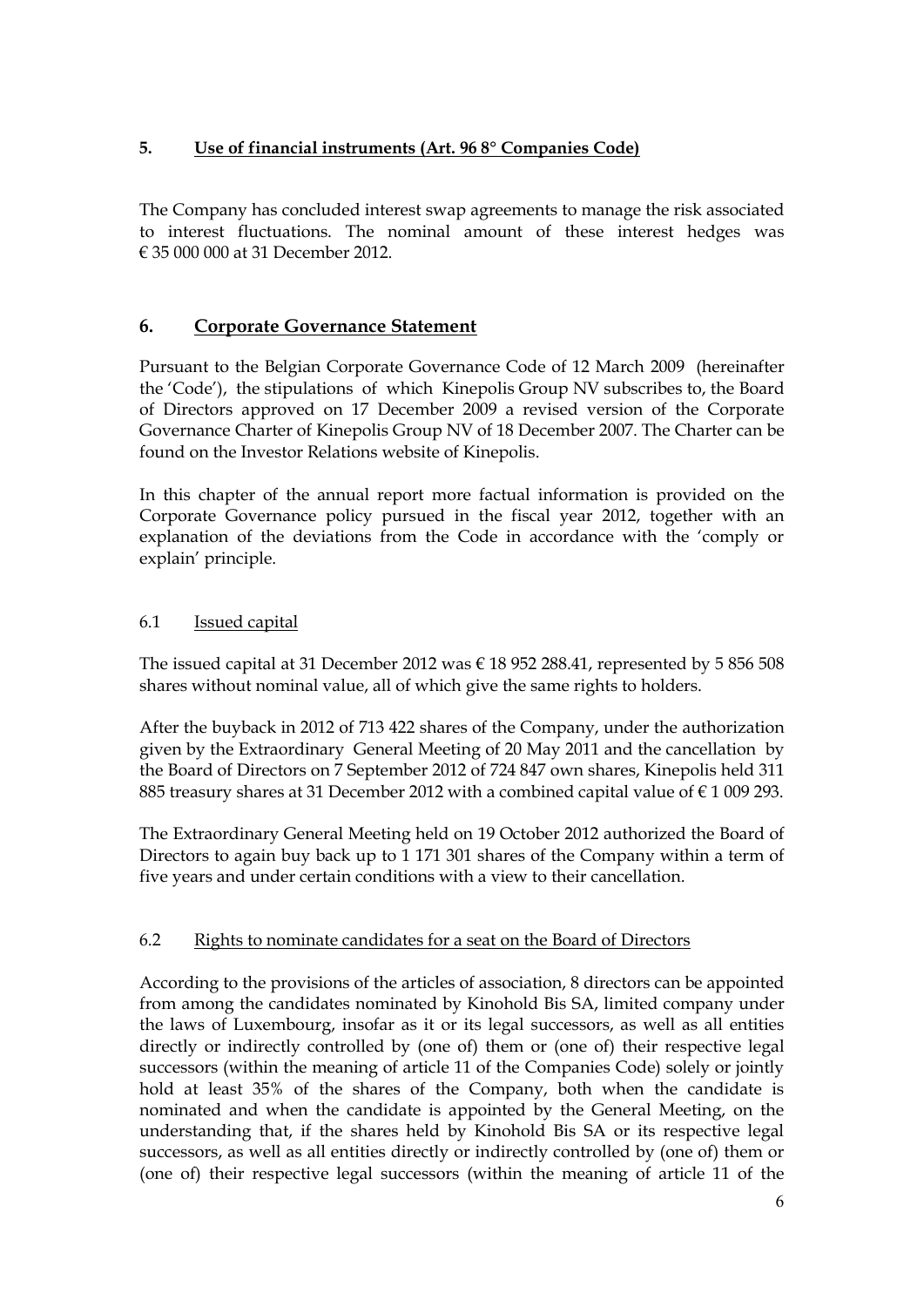## 5. Use of financial instruments (Art. 96 8° Companies Code)

The Company has concluded interest swap agreements to manage the risk associated to interest fluctuations. The nominal amount of these interest hedges was € 35 000 000 at 31 December 2012.

## 6. Corporate Governance Statement

Pursuant to the Belgian Corporate Governance Code of 12 March 2009 (hereinafter the 'Code'), the stipulations of which Kinepolis Group NV subscribes to, the Board of Directors approved on 17 December 2009 a revised version of the Corporate Governance Charter of Kinepolis Group NV of 18 December 2007. The Charter can be found on the Investor Relations website of Kinepolis.

In this chapter of the annual report more factual information is provided on the Corporate Governance policy pursued in the fiscal year 2012, together with an explanation of the deviations from the Code in accordance with the 'comply or explain' principle.

### 6.1 Issued capital

The issued capital at 31 December 2012 was € 18 952 288.41, represented by 5 856 508 shares without nominal value, all of which give the same rights to holders.

After the buyback in 2012 of 713 422 shares of the Company, under the authorization given by the Extraordinary General Meeting of 20 May 2011 and the cancellation by the Board of Directors on 7 September 2012 of 724 847 own shares, Kinepolis held 311 885 treasury shares at 31 December 2012 with a combined capital value of € 1 009 293.

The Extraordinary General Meeting held on 19 October 2012 authorized the Board of Directors to again buy back up to 1 171 301 shares of the Company within a term of five years and under certain conditions with a view to their cancellation.

### 6.2 Rights to nominate candidates for a seat on the Board of Directors

According to the provisions of the articles of association, 8 directors can be appointed from among the candidates nominated by Kinohold Bis SA, limited company under the laws of Luxembourg, insofar as it or its legal successors, as well as all entities directly or indirectly controlled by (one of) them or (one of) their respective legal successors (within the meaning of article 11 of the Companies Code) solely or jointly hold at least 35% of the shares of the Company, both when the candidate is nominated and when the candidate is appointed by the General Meeting, on the understanding that, if the shares held by Kinohold Bis SA or its respective legal successors, as well as all entities directly or indirectly controlled by (one of) them or (one of) their respective legal successors (within the meaning of article 11 of the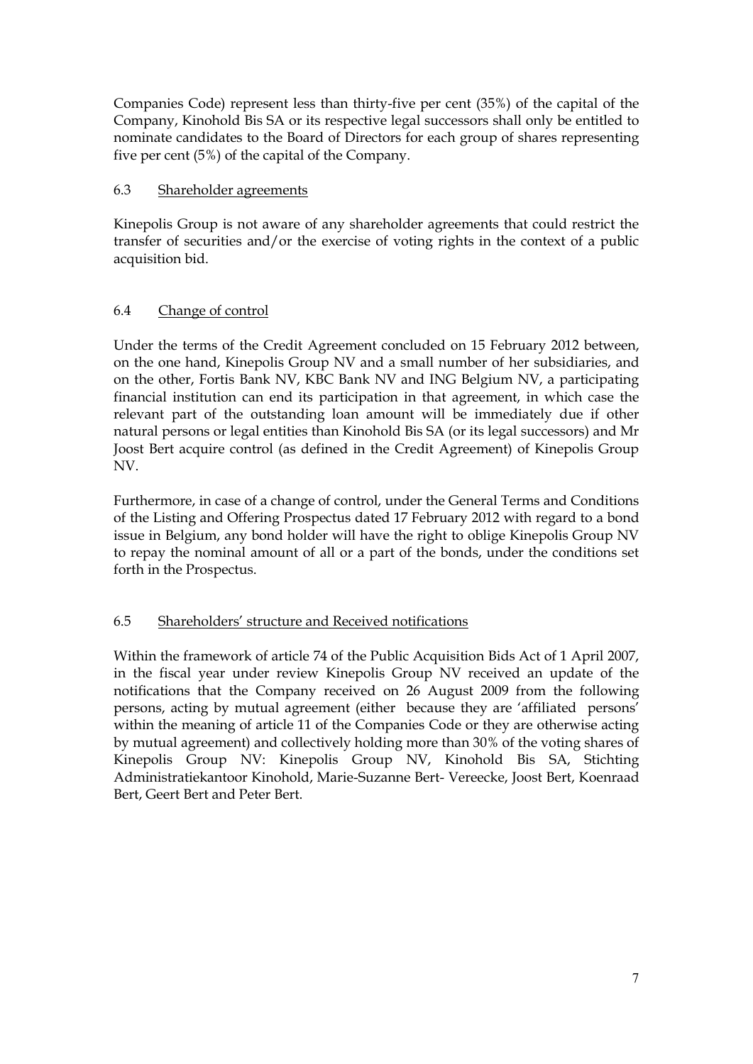Companies Code) represent less than thirty-five per cent (35%) of the capital of the Company, Kinohold Bis SA or its respective legal successors shall only be entitled to nominate candidates to the Board of Directors for each group of shares representing five per cent (5%) of the capital of the Company.

### 6.3 Shareholder agreements

Kinepolis Group is not aware of any shareholder agreements that could restrict the transfer of securities and/or the exercise of voting rights in the context of a public acquisition bid.

### 6.4 Change of control

Under the terms of the Credit Agreement concluded on 15 February 2012 between, on the one hand, Kinepolis Group NV and a small number of her subsidiaries, and on the other, Fortis Bank NV, KBC Bank NV and ING Belgium NV, a participating financial institution can end its participation in that agreement, in which case the relevant part of the outstanding loan amount will be immediately due if other natural persons or legal entities than Kinohold Bis SA (or its legal successors) and Mr Joost Bert acquire control (as defined in the Credit Agreement) of Kinepolis Group NV.

Furthermore, in case of a change of control, under the General Terms and Conditions of the Listing and Offering Prospectus dated 17 February 2012 with regard to a bond issue in Belgium, any bond holder will have the right to oblige Kinepolis Group NV to repay the nominal amount of all or a part of the bonds, under the conditions set forth in the Prospectus.

### 6.5 Shareholders' structure and Received notifications

Within the framework of article 74 of the Public Acquisition Bids Act of 1 April 2007, in the fiscal year under review Kinepolis Group NV received an update of the notifications that the Company received on 26 August 2009 from the following persons, acting by mutual agreement (either because they are 'affiliated persons' within the meaning of article 11 of the Companies Code or they are otherwise acting by mutual agreement) and collectively holding more than 30% of the voting shares of Kinepolis Group NV: Kinepolis Group NV, Kinohold Bis SA, Stichting Administratiekantoor Kinohold, Marie-Suzanne Bert- Vereecke, Joost Bert, Koenraad Bert, Geert Bert and Peter Bert.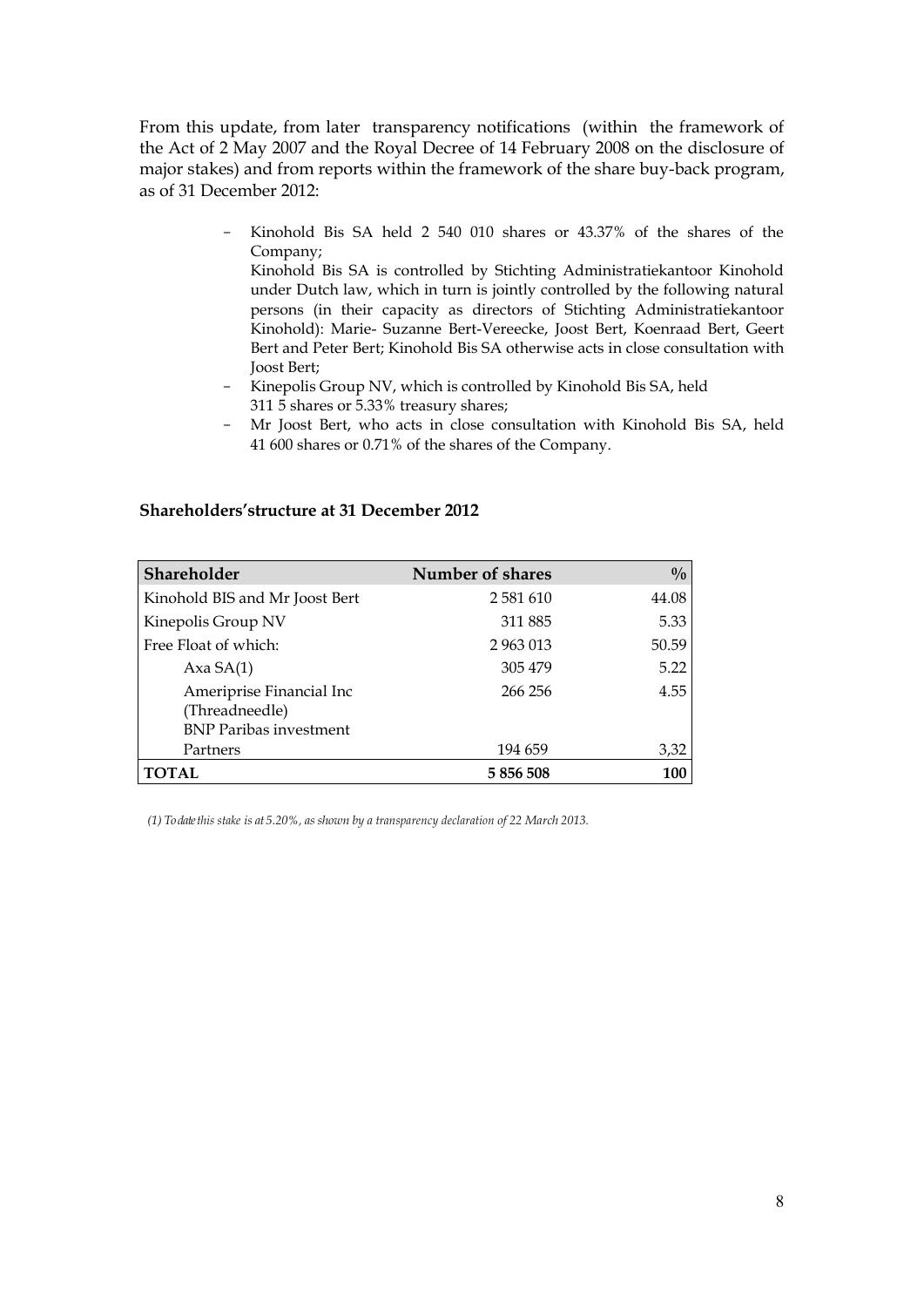From this update, from later transparency notifications (within the framework of the Act of 2 May 2007 and the Royal Decree of 14 February 2008 on the disclosure of major stakes) and from reports within the framework of the share buy-back program, as of 31 December 2012:

- Kinohold Bis SA held 2 540 010 shares or 43.37% of the shares of the Company;
  Kinohold Bis SA is controlled by Stichting Administratiekantoor Kinohold under Dutch law, which in turn is jointly controlled by the following natural persons (in their capacity as directors of Stichting Administratiekantoor Kinohold): Marie- Suzanne Bert-Vereecke, Joost Bert, Koenraad Bert, Geert Bert and Peter Bert; Kinohold Bis SA otherwise acts in close consultation with Joost Bert;
- Kinepolis Group NV, which is controlled by Kinohold Bis SA, held 311 5 shares or 5.33% treasury shares;
- Mr Joost Bert, who acts in close consultation with Kinohold Bis SA, held 41 600 shares or 0.71% of the shares of the Company.

**Shareholders'structure at 31 December 2012**

| Shareholder | Number of shares | % |
|---|---|---|
| Kinohold BIS and Mr Joost Bert | 2 581 610 | 44.08 |
| Kinepolis Group NV | 311 885 | 5.33 |
| Free Float of which: | 2 963 013 | 50.59 |
| Axa SA(1) | 305 479 | 5.22 |
| Ameriprise Financial Inc (Threadneedle) | 266 256 | 4.55 |
| BNP Paribas investment Partners | 194 659 | 3,32 |
| **TOTAL** | **5 856 508** | **100** |

*(1) To date this stake is at 5.20%, as shown by a transparency declaration of 22 March 2013.*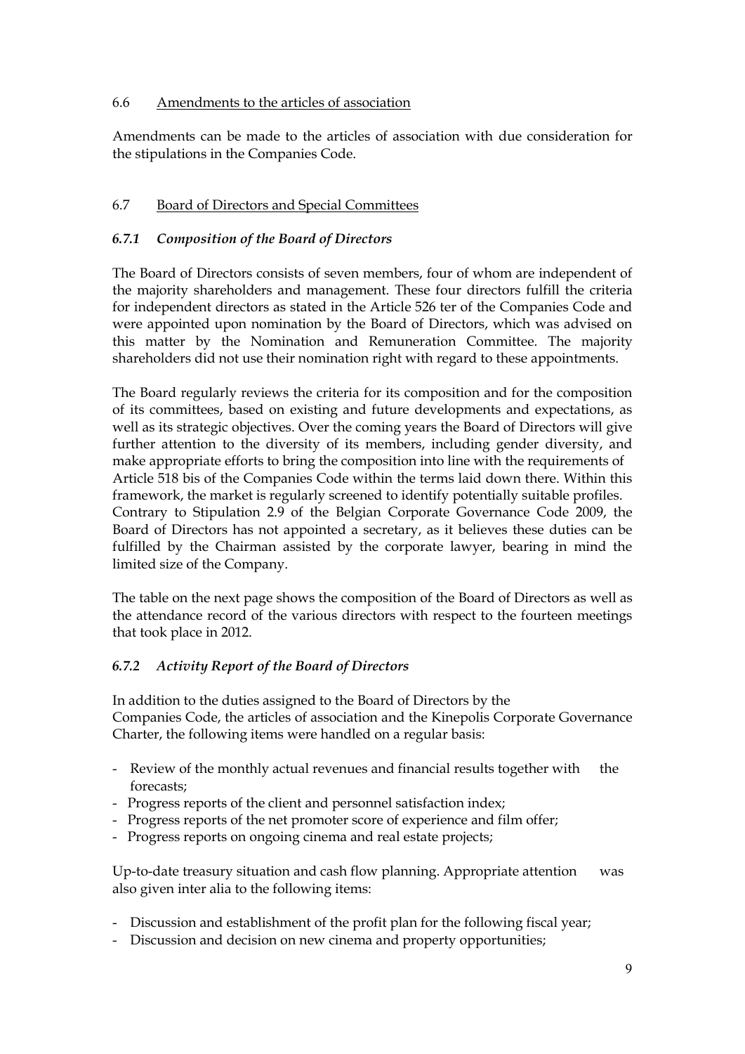## 6.6 Amendments to the articles of association

Amendments can be made to the articles of association with due consideration for the stipulations in the Companies Code.

## 6.7 Board of Directors and Special Committees

### *6.7.1 Composition of the Board of Directors*

The Board of Directors consists of seven members, four of whom are independent of the majority shareholders and management. These four directors fulfill the criteria for independent directors as stated in the Article 526 ter of the Companies Code and were appointed upon nomination by the Board of Directors, which was advised on this matter by the Nomination and Remuneration Committee. The majority shareholders did not use their nomination right with regard to these appointments.

The Board regularly reviews the criteria for its composition and for the composition of its committees, based on existing and future developments and expectations, as well as its strategic objectives. Over the coming years the Board of Directors will give further attention to the diversity of its members, including gender diversity, and make appropriate efforts to bring the composition into line with the requirements of Article 518 bis of the Companies Code within the terms laid down there. Within this framework, the market is regularly screened to identify potentially suitable profiles. Contrary to Stipulation 2.9 of the Belgian Corporate Governance Code 2009, the Board of Directors has not appointed a secretary, as it believes these duties can be fulfilled by the Chairman assisted by the corporate lawyer, bearing in mind the limited size of the Company.

The table on the next page shows the composition of the Board of Directors as well as the attendance record of the various directors with respect to the fourteen meetings that took place in 2012.

### *6.7.2 Activity Report of the Board of Directors*

In addition to the duties assigned to the Board of Directors by the Companies Code, the articles of association and the Kinepolis Corporate Governance Charter, the following items were handled on a regular basis:

- Review of the monthly actual revenues and financial results together with the forecasts;
- Progress reports of the client and personnel satisfaction index;
- Progress reports of the net promoter score of experience and film offer;
- Progress reports on ongoing cinema and real estate projects;

Up-to-date treasury situation and cash flow planning. Appropriate attention was also given inter alia to the following items:

- Discussion and establishment of the profit plan for the following fiscal year;
- Discussion and decision on new cinema and property opportunities;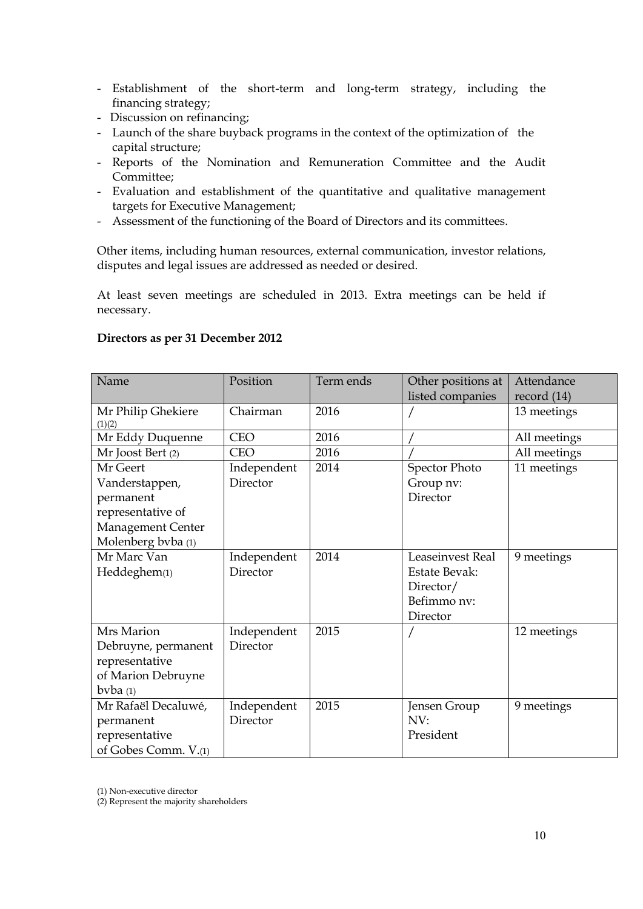- Establishment of the short-term and long-term strategy, including the financing strategy;
- Discussion on refinancing;
- Launch of the share buyback programs in the context of the optimization of the capital structure;
- Reports of the Nomination and Remuneration Committee and the Audit Committee;
- Evaluation and establishment of the quantitative and qualitative management targets for Executive Management;
- Assessment of the functioning of the Board of Directors and its committees.

Other items, including human resources, external communication, investor relations, disputes and legal issues are addressed as needed or desired.

At least seven meetings are scheduled in 2013. Extra meetings can be held if necessary.

**Directors as per 31 December 2012**

| Name | Position | Term ends | Other positions at listed companies | Attendance record (14) |
|---|---|---|---|---|
| Mr Philip Ghekiere (1)(2) | Chairman | 2016 | / | 13 meetings |
| Mr Eddy Duquenne | CEO | 2016 | / | All meetings |
| Mr Joost Bert (2) | CEO | 2016 | / | All meetings |
| Mr Geert Vanderstappen, permanent representative of Management Center Molenberg bvba (1) | Independent Director | 2014 | Spector Photo Group nv: Director | 11 meetings |
| Mr Marc Van Heddeghem(1) | Independent Director | 2014 | Leaseinvest Real Estate Bevak: Director/ Befimmo nv: Director | 9 meetings |
| Mrs Marion Debruyne, permanent representative of Marion Debruyne bvba (1) | Independent Director | 2015 | / | 12 meetings |
| Mr Rafaël Decaluwé, permanent representative of Gobes Comm. V.(1) | Independent Director | 2015 | Jensen Group NV: President | 9 meetings |

(1) Non-executive director
(2) Represent the majority shareholders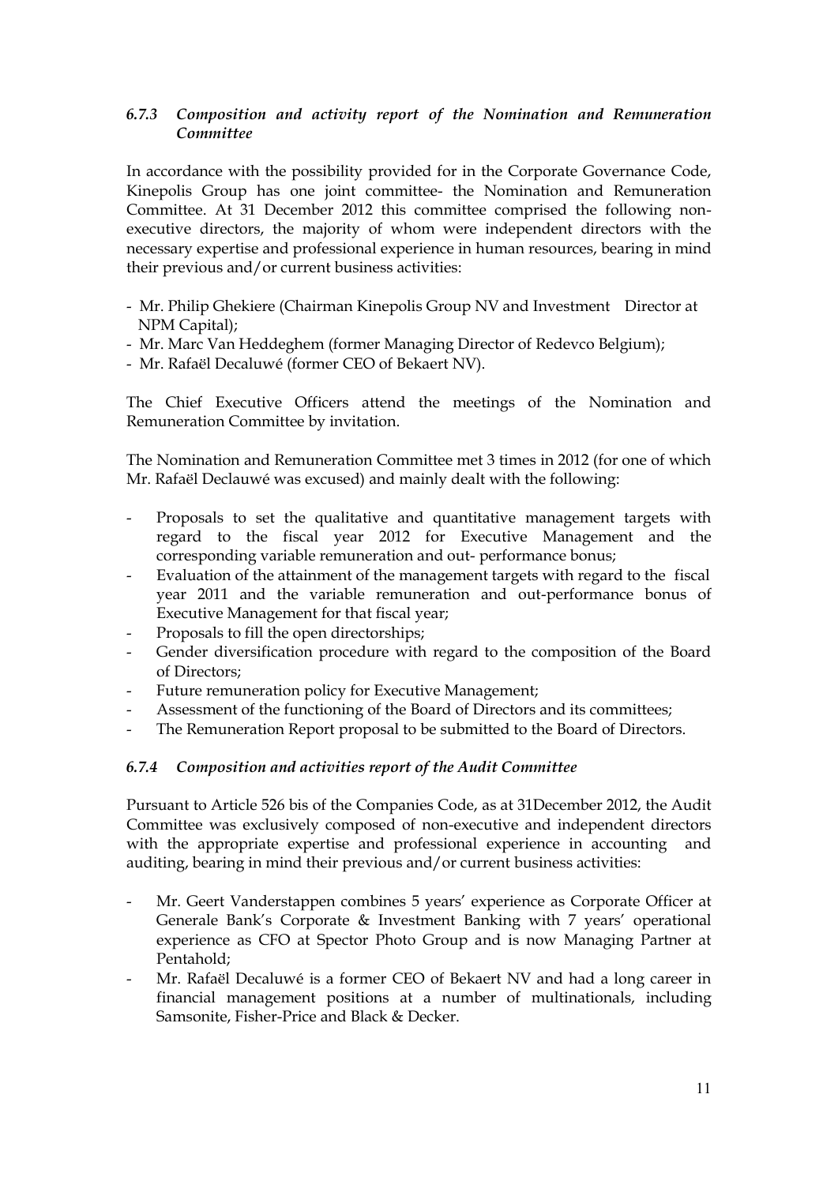### *6.7.3 Composition and activity report of the Nomination and Remuneration Committee*

In accordance with the possibility provided for in the Corporate Governance Code, Kinepolis Group has one joint committee- the Nomination and Remuneration Committee. At 31 December 2012 this committee comprised the following non-executive directors, the majority of whom were independent directors with the necessary expertise and professional experience in human resources, bearing in mind their previous and/or current business activities:

- Mr. Philip Ghekiere (Chairman Kinepolis Group NV and Investment Director at NPM Capital);
- Mr. Marc Van Heddeghem (former Managing Director of Redevco Belgium);
- Mr. Rafaël Decaluwé (former CEO of Bekaert NV).

The Chief Executive Officers attend the meetings of the Nomination and Remuneration Committee by invitation.

The Nomination and Remuneration Committee met 3 times in 2012 (for one of which Mr. Rafaël Declauwé was excused) and mainly dealt with the following:

- Proposals to set the qualitative and quantitative management targets with regard to the fiscal year 2012 for Executive Management and the corresponding variable remuneration and out- performance bonus;
- Evaluation of the attainment of the management targets with regard to the fiscal year 2011 and the variable remuneration and out-performance bonus of Executive Management for that fiscal year;
- Proposals to fill the open directorships;
- Gender diversification procedure with regard to the composition of the Board of Directors;
- Future remuneration policy for Executive Management;
- Assessment of the functioning of the Board of Directors and its committees;
- The Remuneration Report proposal to be submitted to the Board of Directors.

### *6.7.4 Composition and activities report of the Audit Committee*

Pursuant to Article 526 bis of the Companies Code, as at 31December 2012, the Audit Committee was exclusively composed of non-executive and independent directors with the appropriate expertise and professional experience in accounting and auditing, bearing in mind their previous and/or current business activities:

- Mr. Geert Vanderstappen combines 5 years' experience as Corporate Officer at Generale Bank's Corporate & Investment Banking with 7 years' operational experience as CFO at Spector Photo Group and is now Managing Partner at Pentahold;
- Mr. Rafaël Decaluwé is a former CEO of Bekaert NV and had a long career in financial management positions at a number of multinationals, including Samsonite, Fisher-Price and Black & Decker.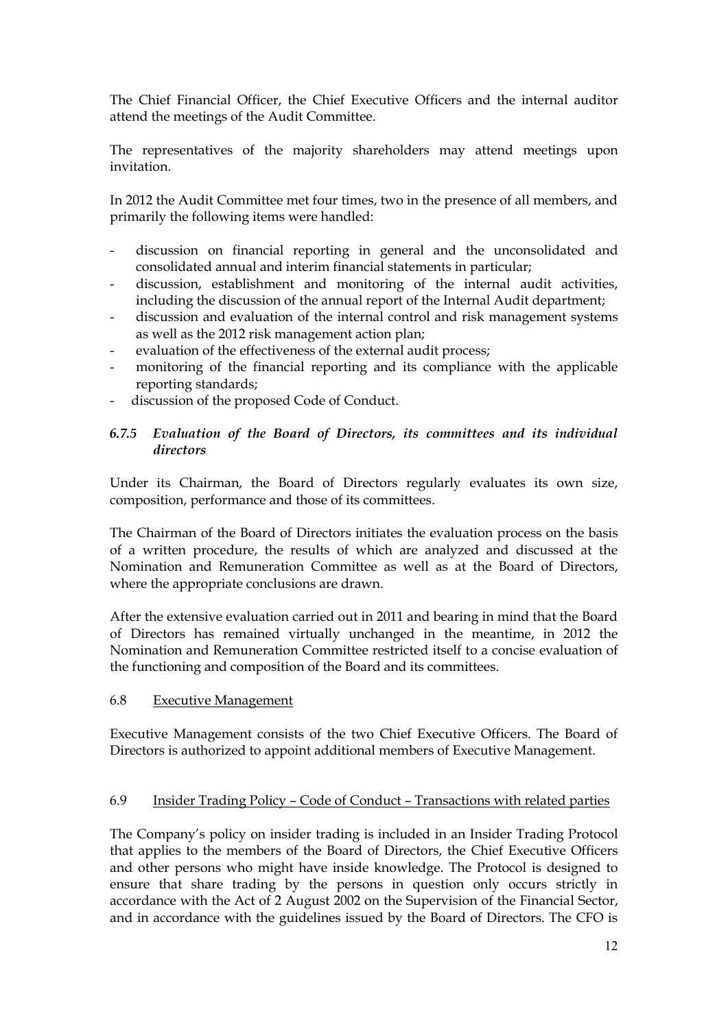The Chief Financial Officer, the Chief Executive Officers and the internal auditor attend the meetings of the Audit Committee.

The representatives of the majority shareholders may attend meetings upon invitation.

In 2012 the Audit Committee met four times, two in the presence of all members, and primarily the following items were handled:

- discussion on financial reporting in general and the unconsolidated and consolidated annual and interim financial statements in particular;
- discussion, establishment and monitoring of the internal audit activities, including the discussion of the annual report of the Internal Audit department;
- discussion and evaluation of the internal control and risk management systems as well as the 2012 risk management action plan;
- evaluation of the effectiveness of the external audit process;
- monitoring of the financial reporting and its compliance with the applicable reporting standards;
- discussion of the proposed Code of Conduct.

#### *6.7.5 Evaluation of the Board of Directors, its committees and its individual directors*

Under its Chairman, the Board of Directors regularly evaluates its own size, composition, performance and those of its committees.

The Chairman of the Board of Directors initiates the evaluation process on the basis of a written procedure, the results of which are analyzed and discussed at the Nomination and Remuneration Committee as well as at the Board of Directors, where the appropriate conclusions are drawn.

After the extensive evaluation carried out in 2011 and bearing in mind that the Board of Directors has remained virtually unchanged in the meantime, in 2012 the Nomination and Remuneration Committee restricted itself to a concise evaluation of the functioning and composition of the Board and its committees.

### 6.8 Executive Management

Executive Management consists of the two Chief Executive Officers. The Board of Directors is authorized to appoint additional members of Executive Management.

### 6.9 Insider Trading Policy – Code of Conduct – Transactions with related parties

The Company's policy on insider trading is included in an Insider Trading Protocol that applies to the members of the Board of Directors, the Chief Executive Officers and other persons who might have inside knowledge. The Protocol is designed to ensure that share trading by the persons in question only occurs strictly in accordance with the Act of 2 August 2002 on the Supervision of the Financial Sector, and in accordance with the guidelines issued by the Board of Directors. The CFO is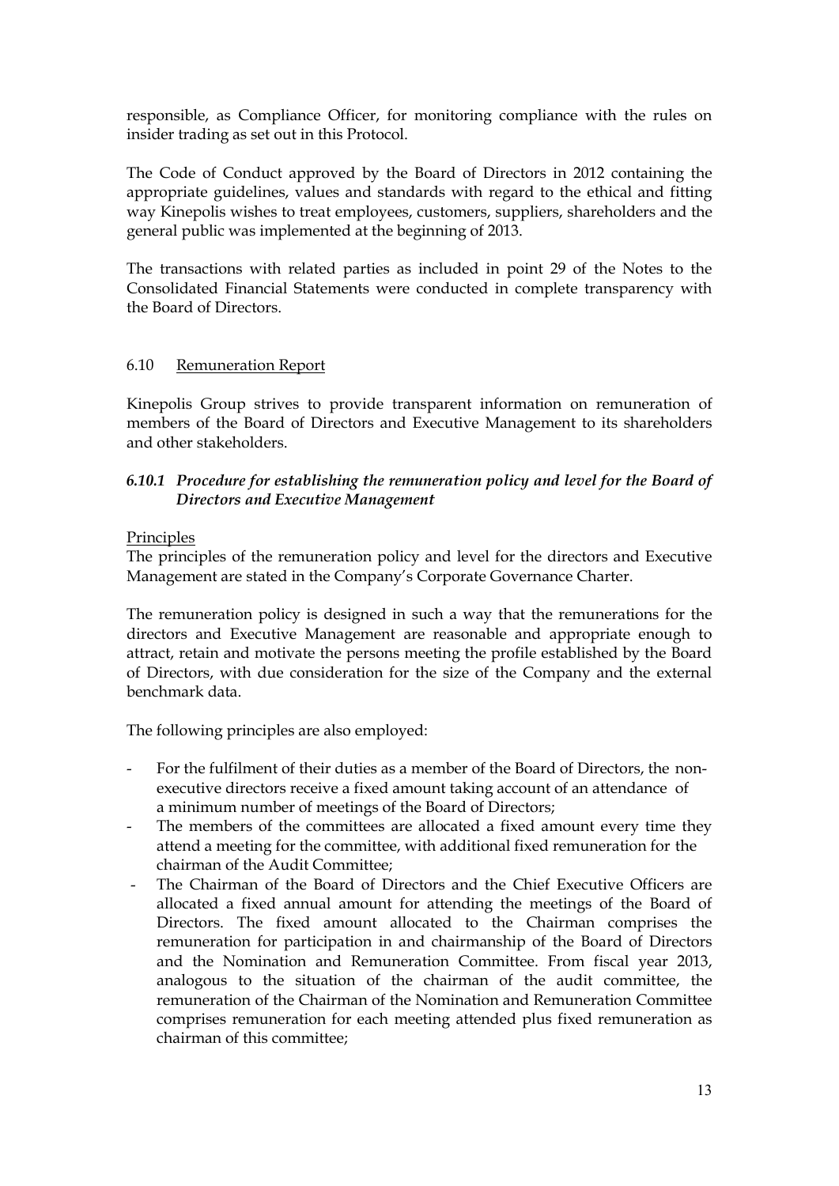responsible, as Compliance Officer, for monitoring compliance with the rules on insider trading as set out in this Protocol.

The Code of Conduct approved by the Board of Directors in 2012 containing the appropriate guidelines, values and standards with regard to the ethical and fitting way Kinepolis wishes to treat employees, customers, suppliers, shareholders and the general public was implemented at the beginning of 2013.

The transactions with related parties as included in point 29 of the Notes to the Consolidated Financial Statements were conducted in complete transparency with the Board of Directors.

## 6.10 Remuneration Report

Kinepolis Group strives to provide transparent information on remuneration of members of the Board of Directors and Executive Management to its shareholders and other stakeholders.

### *6.10.1 Procedure for establishing the remuneration policy and level for the Board of Directors and Executive Management*

Principles

The principles of the remuneration policy and level for the directors and Executive Management are stated in the Company's Corporate Governance Charter.

The remuneration policy is designed in such a way that the remunerations for the directors and Executive Management are reasonable and appropriate enough to attract, retain and motivate the persons meeting the profile established by the Board of Directors, with due consideration for the size of the Company and the external benchmark data.

The following principles are also employed:

- For the fulfilment of their duties as a member of the Board of Directors, the non-executive directors receive a fixed amount taking account of an attendance of a minimum number of meetings of the Board of Directors;
- The members of the committees are allocated a fixed amount every time they attend a meeting for the committee, with additional fixed remuneration for the chairman of the Audit Committee;
- The Chairman of the Board of Directors and the Chief Executive Officers are allocated a fixed annual amount for attending the meetings of the Board of Directors. The fixed amount allocated to the Chairman comprises the remuneration for participation in and chairmanship of the Board of Directors and the Nomination and Remuneration Committee. From fiscal year 2013, analogous to the situation of the chairman of the audit committee, the remuneration of the Chairman of the Nomination and Remuneration Committee comprises remuneration for each meeting attended plus fixed remuneration as chairman of this committee;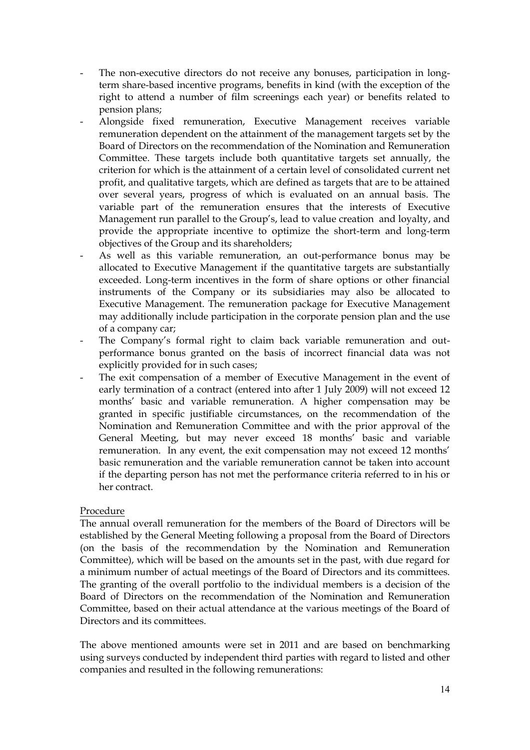- The non-executive directors do not receive any bonuses, participation in long-term share-based incentive programs, benefits in kind (with the exception of the right to attend a number of film screenings each year) or benefits related to pension plans;
- Alongside fixed remuneration, Executive Management receives variable remuneration dependent on the attainment of the management targets set by the Board of Directors on the recommendation of the Nomination and Remuneration Committee. These targets include both quantitative targets set annually, the criterion for which is the attainment of a certain level of consolidated current net profit, and qualitative targets, which are defined as targets that are to be attained over several years, progress of which is evaluated on an annual basis. The variable part of the remuneration ensures that the interests of Executive Management run parallel to the Group's, lead to value creation and loyalty, and provide the appropriate incentive to optimize the short-term and long-term objectives of the Group and its shareholders;
- As well as this variable remuneration, an out-performance bonus may be allocated to Executive Management if the quantitative targets are substantially exceeded. Long-term incentives in the form of share options or other financial instruments of the Company or its subsidiaries may also be allocated to Executive Management. The remuneration package for Executive Management may additionally include participation in the corporate pension plan and the use of a company car;
- The Company's formal right to claim back variable remuneration and out-performance bonus granted on the basis of incorrect financial data was not explicitly provided for in such cases;
- The exit compensation of a member of Executive Management in the event of early termination of a contract (entered into after 1 July 2009) will not exceed 12 months' basic and variable remuneration. A higher compensation may be granted in specific justifiable circumstances, on the recommendation of the Nomination and Remuneration Committee and with the prior approval of the General Meeting, but may never exceed 18 months' basic and variable remuneration. In any event, the exit compensation may not exceed 12 months' basic remuneration and the variable remuneration cannot be taken into account if the departing person has not met the performance criteria referred to in his or her contract.

Procedure

The annual overall remuneration for the members of the Board of Directors will be established by the General Meeting following a proposal from the Board of Directors (on the basis of the recommendation by the Nomination and Remuneration Committee), which will be based on the amounts set in the past, with due regard for a minimum number of actual meetings of the Board of Directors and its committees. The granting of the overall portfolio to the individual members is a decision of the Board of Directors on the recommendation of the Nomination and Remuneration Committee, based on their actual attendance at the various meetings of the Board of Directors and its committees.

The above mentioned amounts were set in 2011 and are based on benchmarking using surveys conducted by independent third parties with regard to listed and other companies and resulted in the following remunerations: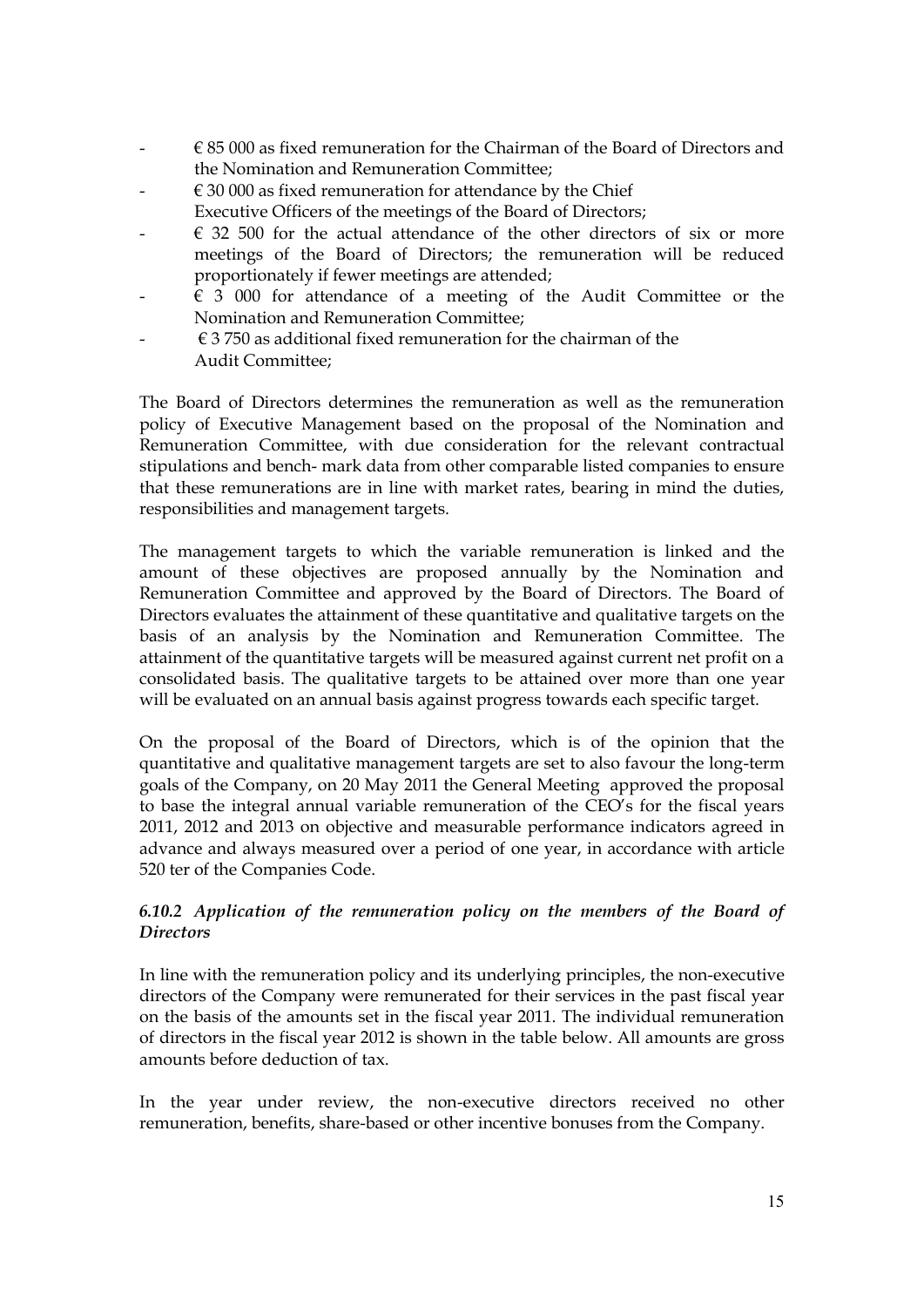- € 85 000 as fixed remuneration for the Chairman of the Board of Directors and the Nomination and Remuneration Committee;
- € 30 000 as fixed remuneration for attendance by the Chief Executive Officers of the meetings of the Board of Directors;
- € 32 500 for the actual attendance of the other directors of six or more meetings of the Board of Directors; the remuneration will be reduced proportionately if fewer meetings are attended;
- € 3 000 for attendance of a meeting of the Audit Committee or the Nomination and Remuneration Committee;
- € 3 750 as additional fixed remuneration for the chairman of the Audit Committee;

The Board of Directors determines the remuneration as well as the remuneration policy of Executive Management based on the proposal of the Nomination and Remuneration Committee, with due consideration for the relevant contractual stipulations and bench- mark data from other comparable listed companies to ensure that these remunerations are in line with market rates, bearing in mind the duties, responsibilities and management targets.

The management targets to which the variable remuneration is linked and the amount of these objectives are proposed annually by the Nomination and Remuneration Committee and approved by the Board of Directors. The Board of Directors evaluates the attainment of these quantitative and qualitative targets on the basis of an analysis by the Nomination and Remuneration Committee. The attainment of the quantitative targets will be measured against current net profit on a consolidated basis. The qualitative targets to be attained over more than one year will be evaluated on an annual basis against progress towards each specific target.

On the proposal of the Board of Directors, which is of the opinion that the quantitative and qualitative management targets are set to also favour the long-term goals of the Company, on 20 May 2011 the General Meeting approved the proposal to base the integral annual variable remuneration of the CEO's for the fiscal years 2011, 2012 and 2013 on objective and measurable performance indicators agreed in advance and always measured over a period of one year, in accordance with article 520 ter of the Companies Code.

### *6.10.2 Application of the remuneration policy on the members of the Board of Directors*

In line with the remuneration policy and its underlying principles, the non-executive directors of the Company were remunerated for their services in the past fiscal year on the basis of the amounts set in the fiscal year 2011. The individual remuneration of directors in the fiscal year 2012 is shown in the table below. All amounts are gross amounts before deduction of tax.

In the year under review, the non-executive directors received no other remuneration, benefits, share-based or other incentive bonuses from the Company.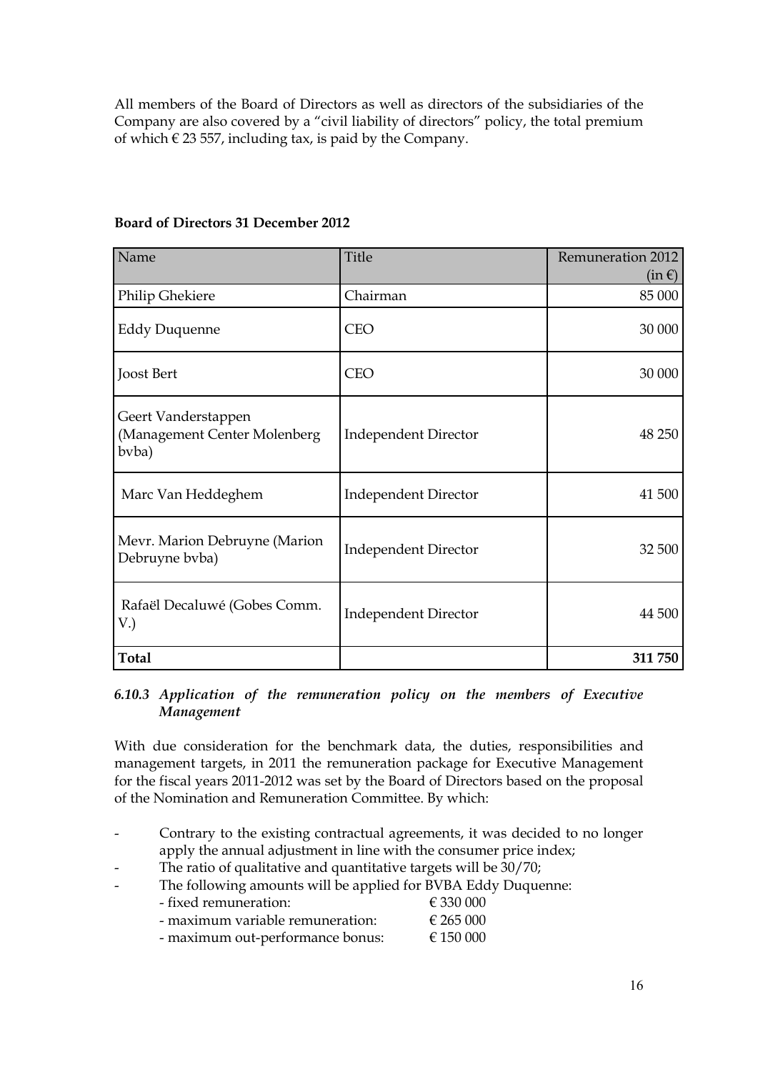All members of the Board of Directors as well as directors of the subsidiaries of the Company are also covered by a "civil liability of directors" policy, the total premium of which € 23 557, including tax, is paid by the Company.

**Board of Directors 31 December 2012**

| Name | Title | Remuneration 2012 (in €) |
|---|---|---|
| Philip Ghekiere | Chairman | 85 000 |
| Eddy Duquenne | CEO | 30 000 |
| Joost Bert | CEO | 30 000 |
| Geert Vanderstappen (Management Center Molenberg bvba) | Independent Director | 48 250 |
| Marc Van Heddeghem | Independent Director | 41 500 |
| Mevr. Marion Debruyne (Marion Debruyne bvba) | Independent Director | 32 500 |
| Rafaël Decaluwé (Gobes Comm. V.) | Independent Director | 44 500 |
| **Total** | | **311 750** |

### *6.10.3 Application of the remuneration policy on the members of Executive Management*

With due consideration for the benchmark data, the duties, responsibilities and management targets, in 2011 the remuneration package for Executive Management for the fiscal years 2011-2012 was set by the Board of Directors based on the proposal of the Nomination and Remuneration Committee. By which:

- Contrary to the existing contractual agreements, it was decided to no longer apply the annual adjustment in line with the consumer price index;
- The ratio of qualitative and quantitative targets will be 30/70;
- The following amounts will be applied for BVBA Eddy Duquenne:
  - fixed remuneration: € 330 000
  - maximum variable remuneration: € 265 000
  - maximum out-performance bonus: € 150 000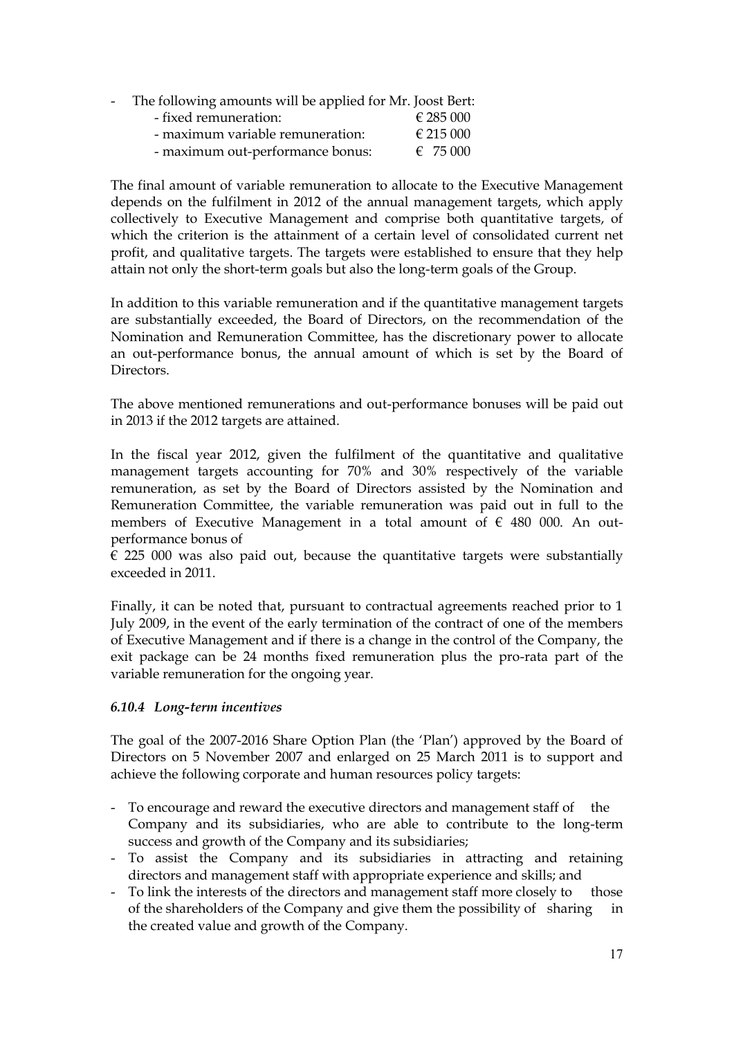- The following amounts will be applied for Mr. Joost Bert:
  - fixed remuneration: € 285 000
  - maximum variable remuneration: € 215 000
  - maximum out-performance bonus: € 75 000

The final amount of variable remuneration to allocate to the Executive Management depends on the fulfilment in 2012 of the annual management targets, which apply collectively to Executive Management and comprise both quantitative targets, of which the criterion is the attainment of a certain level of consolidated current net profit, and qualitative targets. The targets were established to ensure that they help attain not only the short-term goals but also the long-term goals of the Group.

In addition to this variable remuneration and if the quantitative management targets are substantially exceeded, the Board of Directors, on the recommendation of the Nomination and Remuneration Committee, has the discretionary power to allocate an out-performance bonus, the annual amount of which is set by the Board of Directors.

The above mentioned remunerations and out-performance bonuses will be paid out in 2013 if the 2012 targets are attained.

In the fiscal year 2012, given the fulfilment of the quantitative and qualitative management targets accounting for 70% and 30% respectively of the variable remuneration, as set by the Board of Directors assisted by the Nomination and Remuneration Committee, the variable remuneration was paid out in full to the members of Executive Management in a total amount of € 480 000. An out-performance bonus of € 225 000 was also paid out, because the quantitative targets were substantially exceeded in 2011.

Finally, it can be noted that, pursuant to contractual agreements reached prior to 1 July 2009, in the event of the early termination of the contract of one of the members of Executive Management and if there is a change in the control of the Company, the exit package can be 24 months fixed remuneration plus the pro-rata part of the variable remuneration for the ongoing year.

### *6.10.4 Long-term incentives*

The goal of the 2007-2016 Share Option Plan (the 'Plan') approved by the Board of Directors on 5 November 2007 and enlarged on 25 March 2011 is to support and achieve the following corporate and human resources policy targets:

- To encourage and reward the executive directors and management staff of the Company and its subsidiaries, who are able to contribute to the long-term success and growth of the Company and its subsidiaries;
- To assist the Company and its subsidiaries in attracting and retaining directors and management staff with appropriate experience and skills; and
- To link the interests of the directors and management staff more closely to those of the shareholders of the Company and give them the possibility of sharing in the created value and growth of the Company.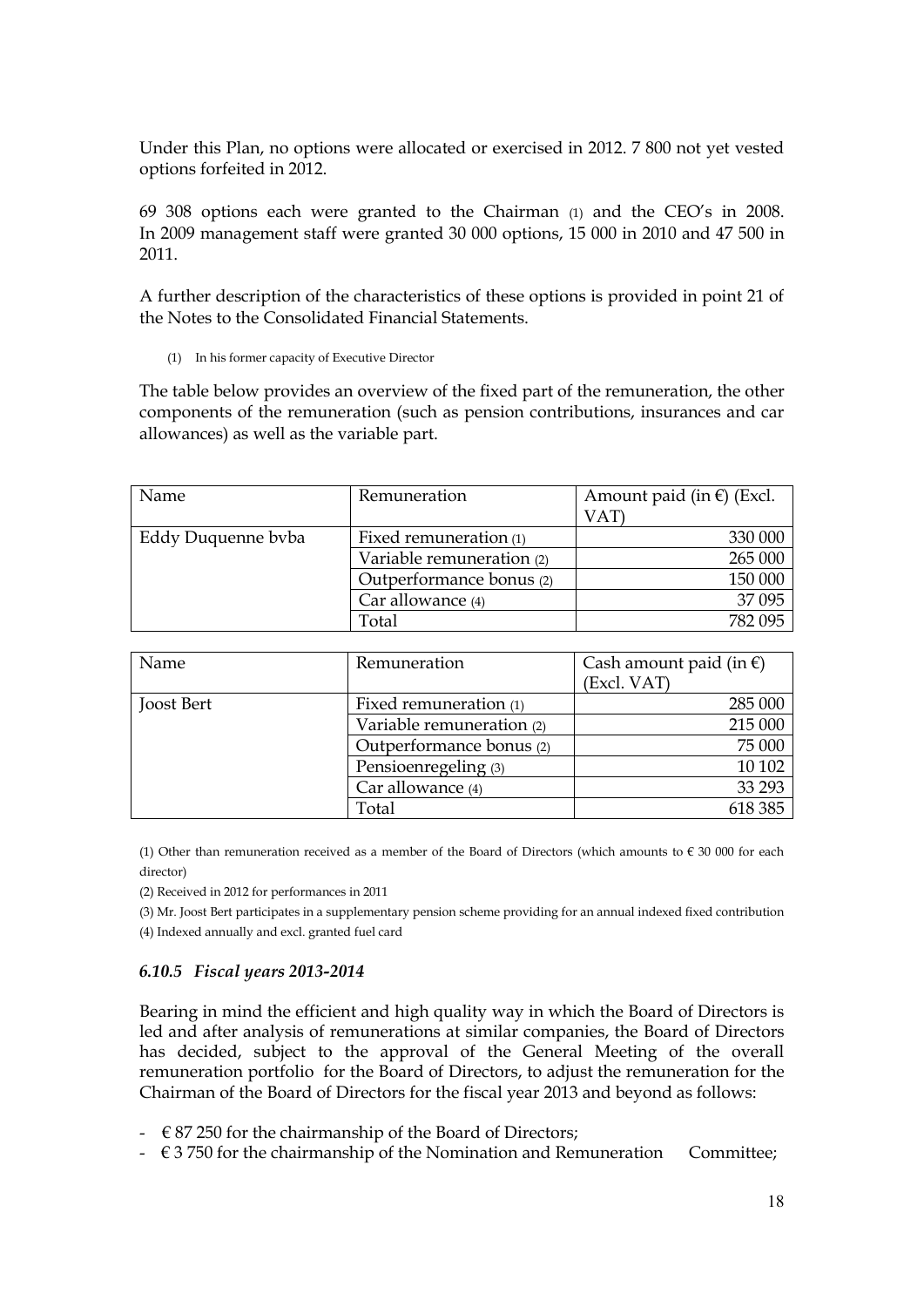Under this Plan, no options were allocated or exercised in 2012. 7 800 not yet vested options forfeited in 2012.

69 308 options each were granted to the Chairman (1) and the CEO's in 2008. In 2009 management staff were granted 30 000 options, 15 000 in 2010 and 47 500 in 2011.

A further description of the characteristics of these options is provided in point 21 of the Notes to the Consolidated Financial Statements.

(1) In his former capacity of Executive Director

The table below provides an overview of the fixed part of the remuneration, the other components of the remuneration (such as pension contributions, insurances and car allowances) as well as the variable part.

| Name | Remuneration | Amount paid (in €) (Excl. VAT) |
|---|---|---|
| Eddy Duquenne bvba | Fixed remuneration (1) | 330 000 |
| | Variable remuneration (2) | 265 000 |
| | Outperformance bonus (2) | 150 000 |
| | Car allowance (4) | 37 095 |
| | Total | 782 095 |

| Name | Remuneration | Cash amount paid (in €) (Excl. VAT) |
|---|---|---|
| Joost Bert | Fixed remuneration (1) | 285 000 |
| | Variable remuneration (2) | 215 000 |
| | Outperformance bonus (2) | 75 000 |
| | Pensioenregeling (3) | 10 102 |
| | Car allowance (4) | 33 293 |
| | Total | 618 385 |

(1) Other than remuneration received as a member of the Board of Directors (which amounts to € 30 000 for each director)

(2) Received in 2012 for performances in 2011

(3) Mr. Joost Bert participates in a supplementary pension scheme providing for an annual indexed fixed contribution

(4) Indexed annually and excl. granted fuel card

### *6.10.5 Fiscal years 2013-2014*

Bearing in mind the efficient and high quality way in which the Board of Directors is led and after analysis of remunerations at similar companies, the Board of Directors has decided, subject to the approval of the General Meeting of the overall remuneration portfolio for the Board of Directors, to adjust the remuneration for the Chairman of the Board of Directors for the fiscal year 2013 and beyond as follows:

- € 87 250 for the chairmanship of the Board of Directors;
- € 3 750 for the chairmanship of the Nomination and Remuneration Committee;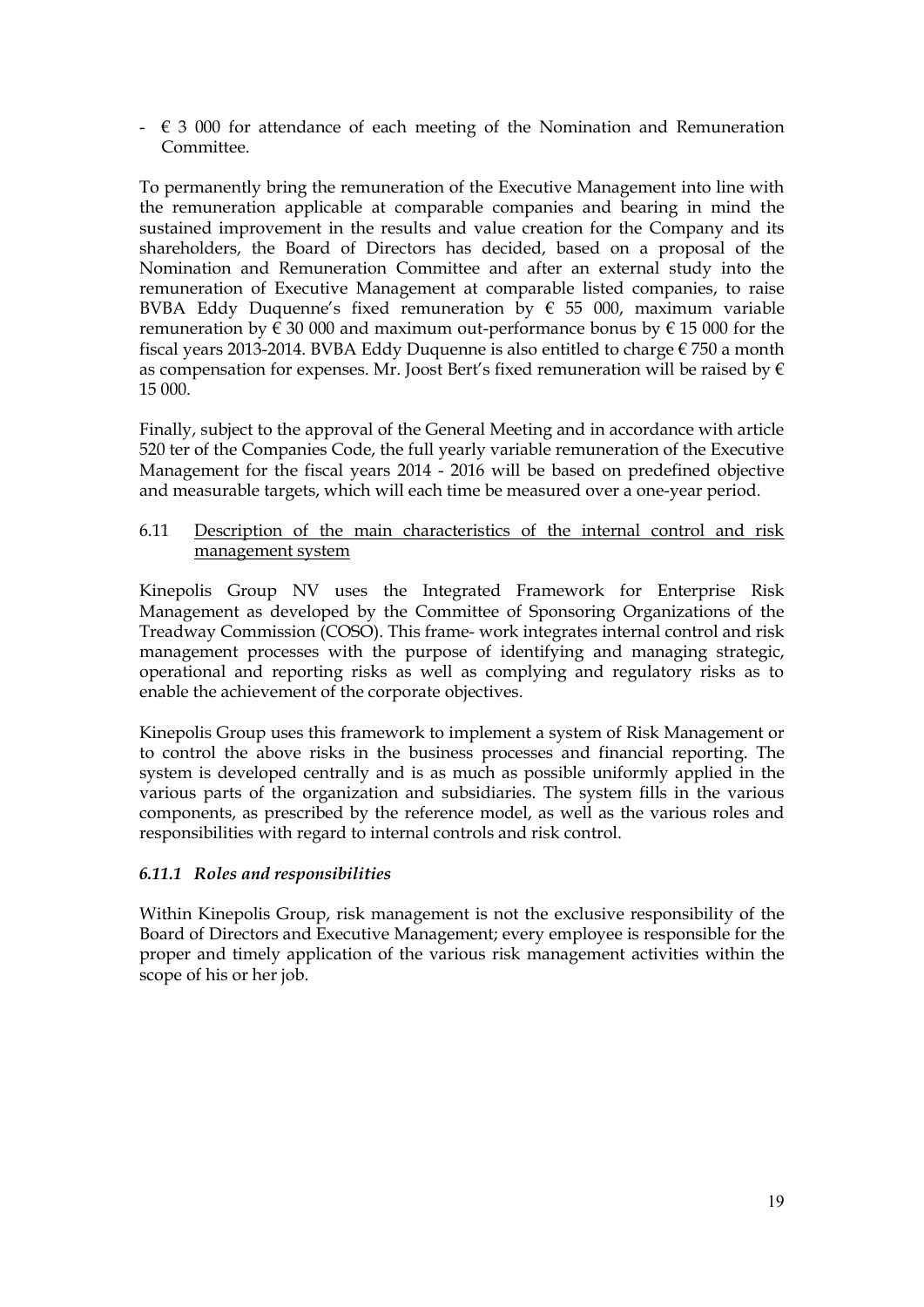- € 3 000 for attendance of each meeting of the Nomination and Remuneration Committee.

To permanently bring the remuneration of the Executive Management into line with the remuneration applicable at comparable companies and bearing in mind the sustained improvement in the results and value creation for the Company and its shareholders, the Board of Directors has decided, based on a proposal of the Nomination and Remuneration Committee and after an external study into the remuneration of Executive Management at comparable listed companies, to raise BVBA Eddy Duquenne's fixed remuneration by € 55 000, maximum variable remuneration by € 30 000 and maximum out-performance bonus by € 15 000 for the fiscal years 2013-2014. BVBA Eddy Duquenne is also entitled to charge € 750 a month as compensation for expenses. Mr. Joost Bert's fixed remuneration will be raised by € 15 000.

Finally, subject to the approval of the General Meeting and in accordance with article 520 ter of the Companies Code, the full yearly variable remuneration of the Executive Management for the fiscal years 2014 - 2016 will be based on predefined objective and measurable targets, which will each time be measured over a one-year period.

## 6.11 Description of the main characteristics of the internal control and risk management system

Kinepolis Group NV uses the Integrated Framework for Enterprise Risk Management as developed by the Committee of Sponsoring Organizations of the Treadway Commission (COSO). This frame- work integrates internal control and risk management processes with the purpose of identifying and managing strategic, operational and reporting risks as well as complying and regulatory risks as to enable the achievement of the corporate objectives.

Kinepolis Group uses this framework to implement a system of Risk Management or to control the above risks in the business processes and financial reporting. The system is developed centrally and is as much as possible uniformly applied in the various parts of the organization and subsidiaries. The system fills in the various components, as prescribed by the reference model, as well as the various roles and responsibilities with regard to internal controls and risk control.

### *6.11.1 Roles and responsibilities*

Within Kinepolis Group, risk management is not the exclusive responsibility of the Board of Directors and Executive Management; every employee is responsible for the proper and timely application of the various risk management activities within the scope of his or her job.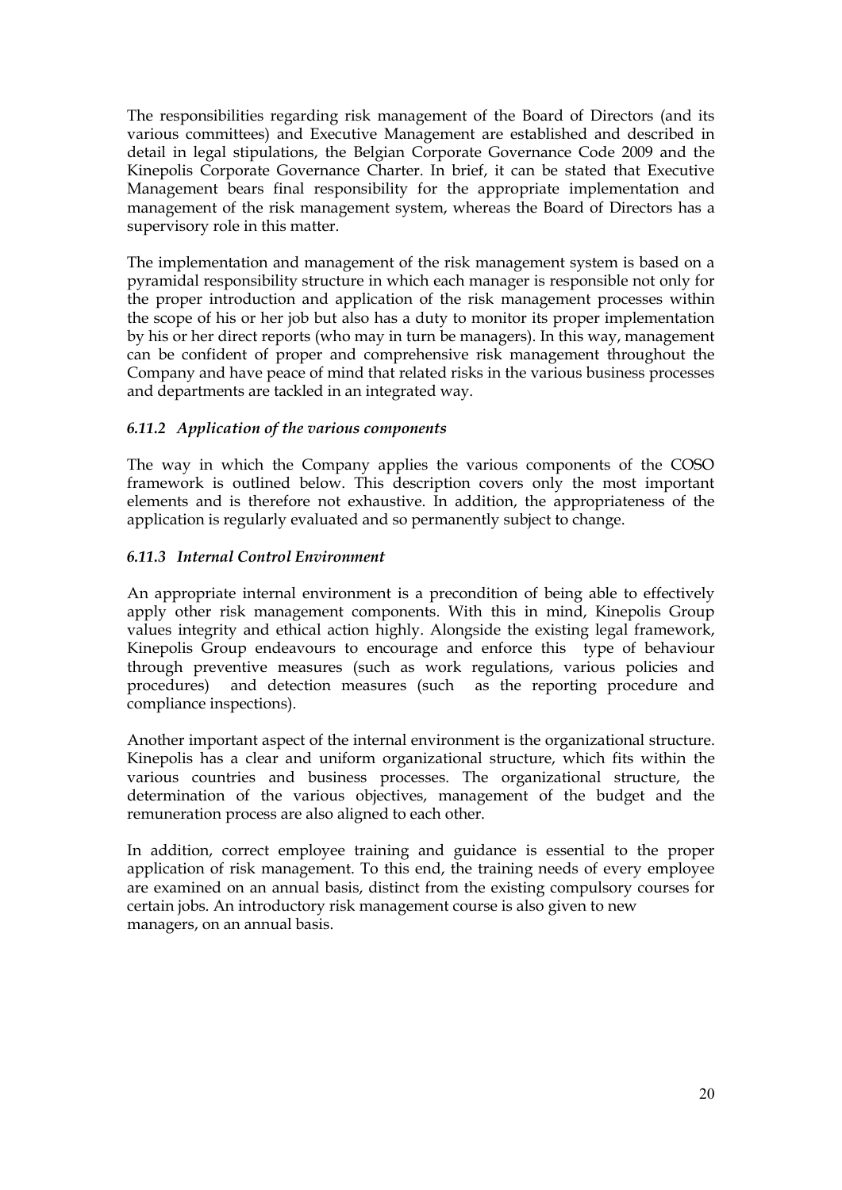The responsibilities regarding risk management of the Board of Directors (and its various committees) and Executive Management are established and described in detail in legal stipulations, the Belgian Corporate Governance Code 2009 and the Kinepolis Corporate Governance Charter. In brief, it can be stated that Executive Management bears final responsibility for the appropriate implementation and management of the risk management system, whereas the Board of Directors has a supervisory role in this matter.

The implementation and management of the risk management system is based on a pyramidal responsibility structure in which each manager is responsible not only for the proper introduction and application of the risk management processes within the scope of his or her job but also has a duty to monitor its proper implementation by his or her direct reports (who may in turn be managers). In this way, management can be confident of proper and comprehensive risk management throughout the Company and have peace of mind that related risks in the various business processes and departments are tackled in an integrated way.

### *6.11.2 Application of the various components*

The way in which the Company applies the various components of the COSO framework is outlined below. This description covers only the most important elements and is therefore not exhaustive. In addition, the appropriateness of the application is regularly evaluated and so permanently subject to change.

### *6.11.3 Internal Control Environment*

An appropriate internal environment is a precondition of being able to effectively apply other risk management components. With this in mind, Kinepolis Group values integrity and ethical action highly. Alongside the existing legal framework, Kinepolis Group endeavours to encourage and enforce this type of behaviour through preventive measures (such as work regulations, various policies and procedures) and detection measures (such as the reporting procedure and compliance inspections).

Another important aspect of the internal environment is the organizational structure. Kinepolis has a clear and uniform organizational structure, which fits within the various countries and business processes. The organizational structure, the determination of the various objectives, management of the budget and the remuneration process are also aligned to each other.

In addition, correct employee training and guidance is essential to the proper application of risk management. To this end, the training needs of every employee are examined on an annual basis, distinct from the existing compulsory courses for certain jobs. An introductory risk management course is also given to new managers, on an annual basis.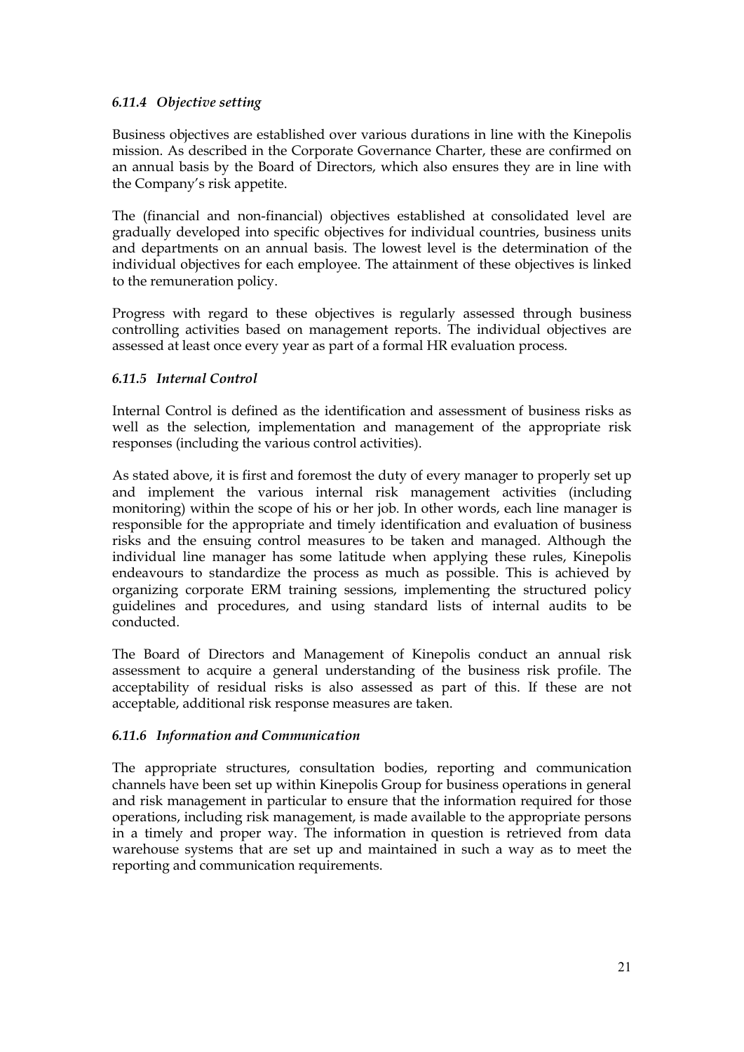### *6.11.4 Objective setting*

Business objectives are established over various durations in line with the Kinepolis mission. As described in the Corporate Governance Charter, these are confirmed on an annual basis by the Board of Directors, which also ensures they are in line with the Company's risk appetite.

The (financial and non-financial) objectives established at consolidated level are gradually developed into specific objectives for individual countries, business units and departments on an annual basis. The lowest level is the determination of the individual objectives for each employee. The attainment of these objectives is linked to the remuneration policy.

Progress with regard to these objectives is regularly assessed through business controlling activities based on management reports. The individual objectives are assessed at least once every year as part of a formal HR evaluation process.

### *6.11.5 Internal Control*

Internal Control is defined as the identification and assessment of business risks as well as the selection, implementation and management of the appropriate risk responses (including the various control activities).

As stated above, it is first and foremost the duty of every manager to properly set up and implement the various internal risk management activities (including monitoring) within the scope of his or her job. In other words, each line manager is responsible for the appropriate and timely identification and evaluation of business risks and the ensuing control measures to be taken and managed. Although the individual line manager has some latitude when applying these rules, Kinepolis endeavours to standardize the process as much as possible. This is achieved by organizing corporate ERM training sessions, implementing the structured policy guidelines and procedures, and using standard lists of internal audits to be conducted.

The Board of Directors and Management of Kinepolis conduct an annual risk assessment to acquire a general understanding of the business risk profile. The acceptability of residual risks is also assessed as part of this. If these are not acceptable, additional risk response measures are taken.

### *6.11.6 Information and Communication*

The appropriate structures, consultation bodies, reporting and communication channels have been set up within Kinepolis Group for business operations in general and risk management in particular to ensure that the information required for those operations, including risk management, is made available to the appropriate persons in a timely and proper way. The information in question is retrieved from data warehouse systems that are set up and maintained in such a way as to meet the reporting and communication requirements.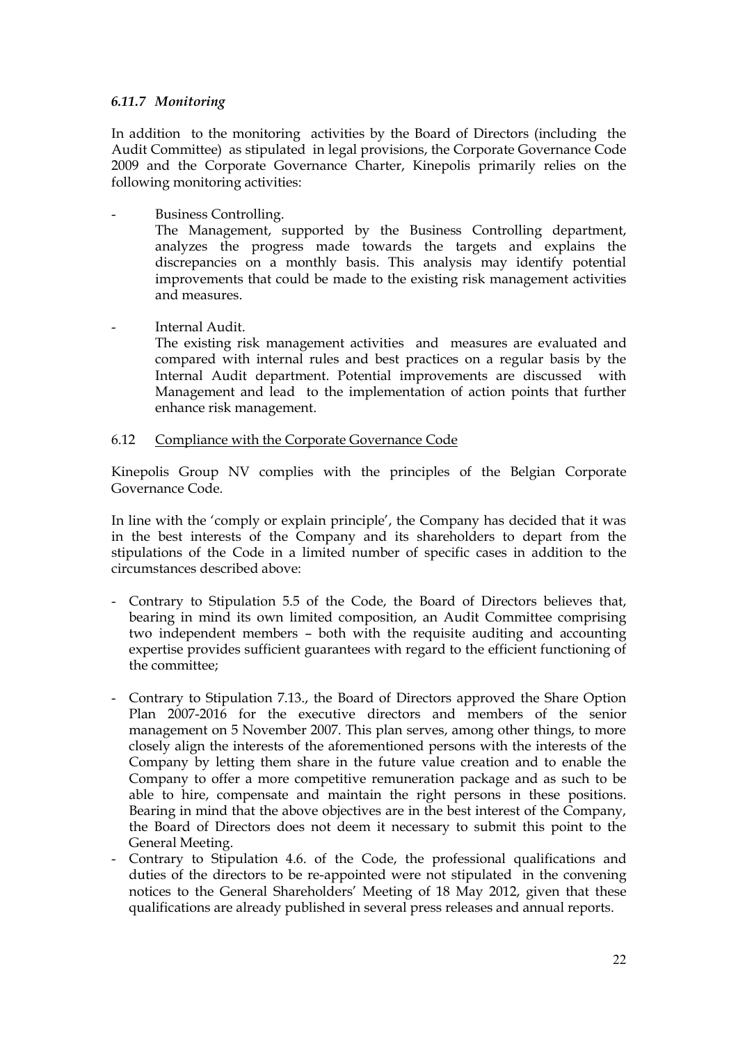### *6.11.7 Monitoring*

In addition to the monitoring activities by the Board of Directors (including the Audit Committee) as stipulated in legal provisions, the Corporate Governance Code 2009 and the Corporate Governance Charter, Kinepolis primarily relies on the following monitoring activities:

- Business Controlling.
  The Management, supported by the Business Controlling department, analyzes the progress made towards the targets and explains the discrepancies on a monthly basis. This analysis may identify potential improvements that could be made to the existing risk management activities and measures.

- Internal Audit.
  The existing risk management activities and measures are evaluated and compared with internal rules and best practices on a regular basis by the Internal Audit department. Potential improvements are discussed with Management and lead to the implementation of action points that further enhance risk management.

### 6.12 Compliance with the Corporate Governance Code

Kinepolis Group NV complies with the principles of the Belgian Corporate Governance Code.

In line with the 'comply or explain principle', the Company has decided that it was in the best interests of the Company and its shareholders to depart from the stipulations of the Code in a limited number of specific cases in addition to the circumstances described above:

- Contrary to Stipulation 5.5 of the Code, the Board of Directors believes that, bearing in mind its own limited composition, an Audit Committee comprising two independent members – both with the requisite auditing and accounting expertise provides sufficient guarantees with regard to the efficient functioning of the committee;

- Contrary to Stipulation 7.13., the Board of Directors approved the Share Option Plan 2007-2016 for the executive directors and members of the senior management on 5 November 2007. This plan serves, among other things, to more closely align the interests of the aforementioned persons with the interests of the Company by letting them share in the future value creation and to enable the Company to offer a more competitive remuneration package and as such to be able to hire, compensate and maintain the right persons in these positions. Bearing in mind that the above objectives are in the best interest of the Company, the Board of Directors does not deem it necessary to submit this point to the General Meeting.
- Contrary to Stipulation 4.6. of the Code, the professional qualifications and duties of the directors to be re-appointed were not stipulated in the convening notices to the General Shareholders' Meeting of 18 May 2012, given that these qualifications are already published in several press releases and annual reports.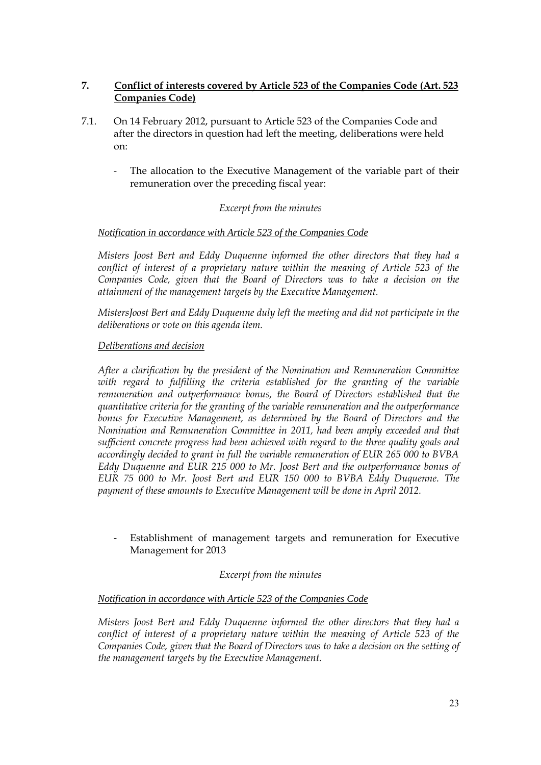## 7. <u>Conflict of interests covered by Article 523 of the Companies Code (Art. 523 Companies Code)</u>

7.1. On 14 February 2012, pursuant to Article 523 of the Companies Code and after the directors in question had left the meeting, deliberations were held on:

- The allocation to the Executive Management of the variable part of their remuneration over the preceding fiscal year:

*Excerpt from the minutes*

*<u>Notification in accordance with Article 523 of the Companies Code</u>*

*Misters Joost Bert and Eddy Duquenne informed the other directors that they had a conflict of interest of a proprietary nature within the meaning of Article 523 of the Companies Code, given that the Board of Directors was to take a decision on the attainment of the management targets by the Executive Management.*

*MistersJoost Bert and Eddy Duquenne duly left the meeting and did not participate in the deliberations or vote on this agenda item.*

*<u>Deliberations and decision</u>*

*After a clarification by the president of the Nomination and Remuneration Committee with regard to fulfilling the criteria established for the granting of the variable remuneration and outperformance bonus, the Board of Directors established that the quantitative criteria for the granting of the variable remuneration and the outperformance bonus for Executive Management, as determined by the Board of Directors and the Nomination and Remuneration Committee in 2011, had been amply exceeded and that sufficient concrete progress had been achieved with regard to the three quality goals and accordingly decided to grant in full the variable remuneration of EUR 265 000 to BVBA Eddy Duquenne and EUR 215 000 to Mr. Joost Bert and the outperformance bonus of EUR 75 000 to Mr. Joost Bert and EUR 150 000 to BVBA Eddy Duquenne. The payment of these amounts to Executive Management will be done in April 2012.*

- Establishment of management targets and remuneration for Executive Management for 2013

*Excerpt from the minutes*

*<u>Notification in accordance with Article 523 of the Companies Code</u>*

*Misters Joost Bert and Eddy Duquenne informed the other directors that they had a conflict of interest of a proprietary nature within the meaning of Article 523 of the Companies Code, given that the Board of Directors was to take a decision on the setting of the management targets by the Executive Management.*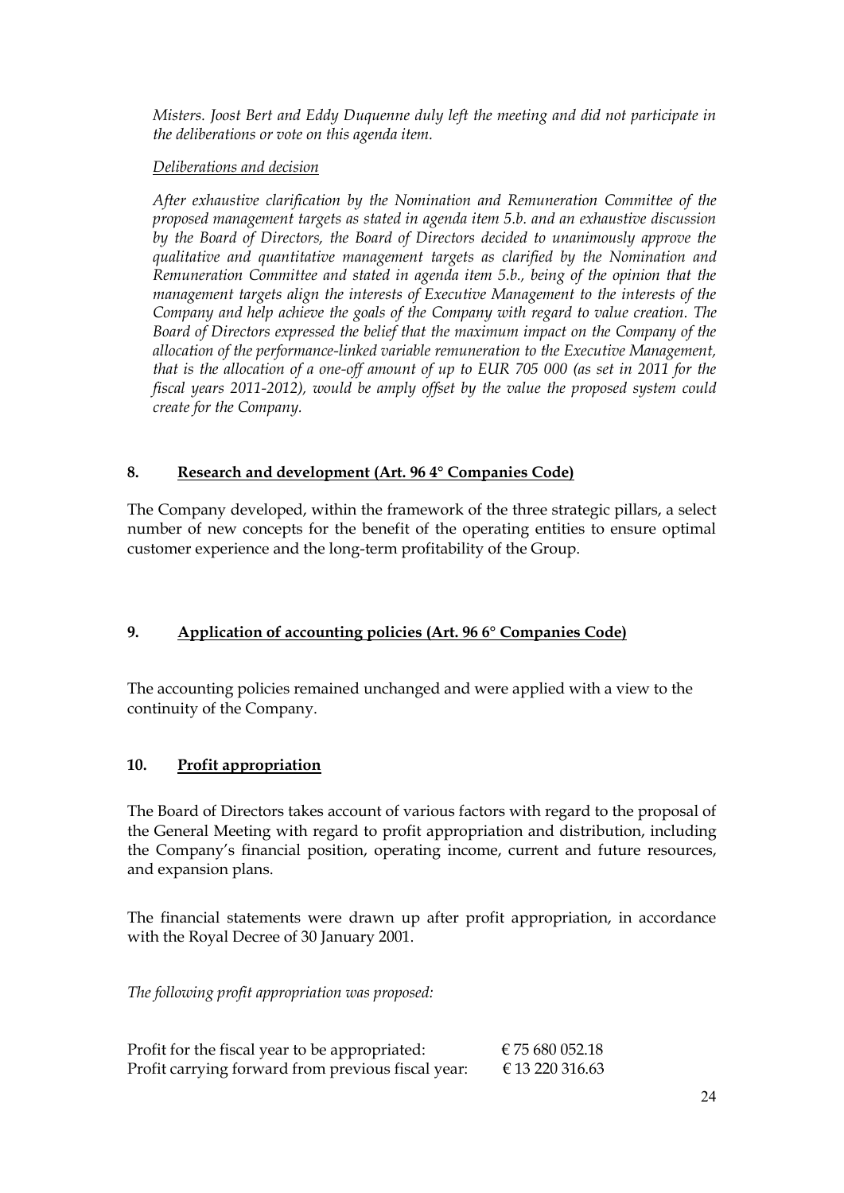*Misters. Joost Bert and Eddy Duquenne duly left the meeting and did not participate in the deliberations or vote on this agenda item.*

*Deliberations and decision*

*After exhaustive clarification by the Nomination and Remuneration Committee of the proposed management targets as stated in agenda item 5.b. and an exhaustive discussion by the Board of Directors, the Board of Directors decided to unanimously approve the qualitative and quantitative management targets as clarified by the Nomination and Remuneration Committee and stated in agenda item 5.b., being of the opinion that the management targets align the interests of Executive Management to the interests of the Company and help achieve the goals of the Company with regard to value creation. The Board of Directors expressed the belief that the maximum impact on the Company of the allocation of the performance-linked variable remuneration to the Executive Management, that is the allocation of a one-off amount of up to EUR 705 000 (as set in 2011 for the fiscal years 2011-2012), would be amply offset by the value the proposed system could create for the Company.*

## 8. Research and development (Art. 96 4° Companies Code)

The Company developed, within the framework of the three strategic pillars, a select number of new concepts for the benefit of the operating entities to ensure optimal customer experience and the long-term profitability of the Group.

## 9. Application of accounting policies (Art. 96 6° Companies Code)

The accounting policies remained unchanged and were applied with a view to the continuity of the Company.

## 10. Profit appropriation

The Board of Directors takes account of various factors with regard to the proposal of the General Meeting with regard to profit appropriation and distribution, including the Company's financial position, operating income, current and future resources, and expansion plans.

The financial statements were drawn up after profit appropriation, in accordance with the Royal Decree of 30 January 2001.

*The following profit appropriation was proposed:*

| | |
|---|---|
| Profit for the fiscal year to be appropriated: | € 75 680 052.18 |
| Profit carrying forward from previous fiscal year: | € 13 220 316.63 |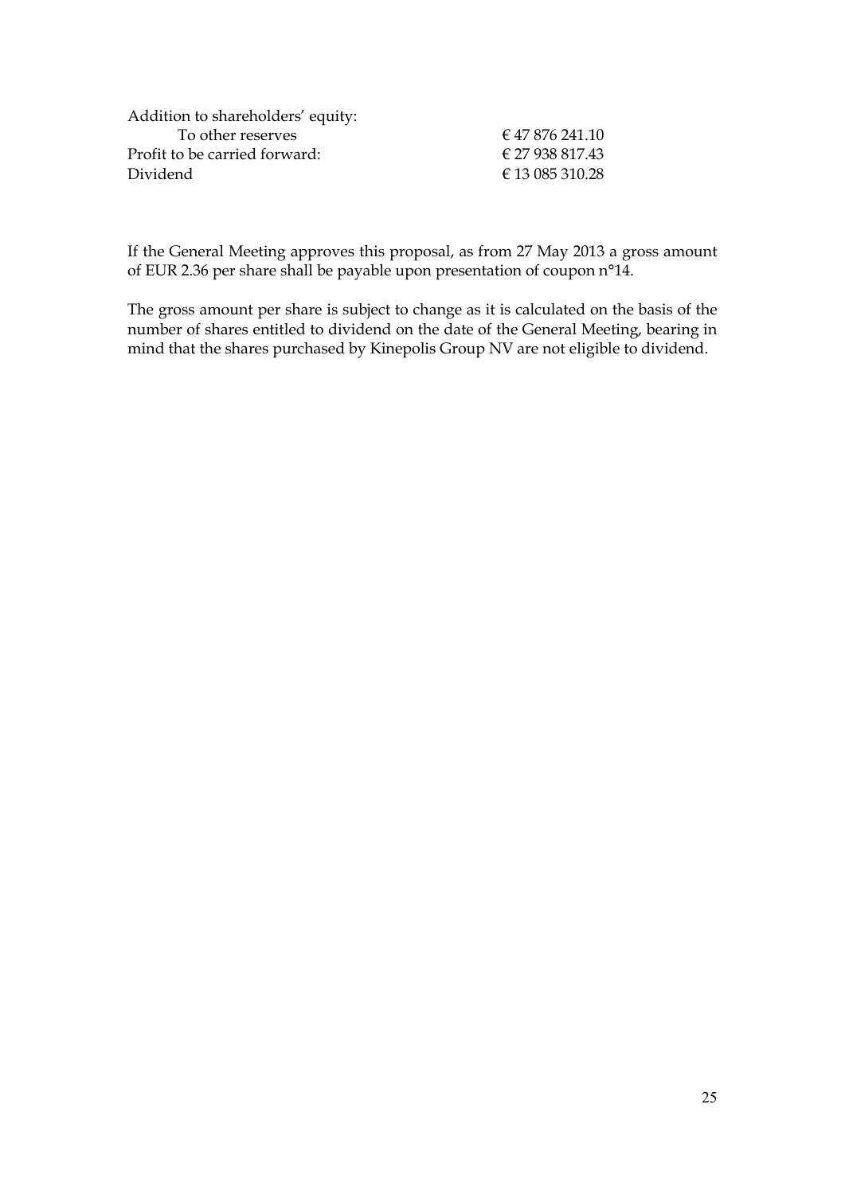| | |
|---|---|
| Addition to shareholders' equity: | |
| To other reserves | € 47 876 241.10 |
| Profit to be carried forward: | € 27 938 817.43 |
| Dividend | € 13 085 310.28 |

If the General Meeting approves this proposal, as from 27 May 2013 a gross amount of EUR 2.36 per share shall be payable upon presentation of coupon n°14.

The gross amount per share is subject to change as it is calculated on the basis of the number of shares entitled to dividend on the date of the General Meeting, bearing in mind that the shares purchased by Kinepolis Group NV are not eligible to dividend.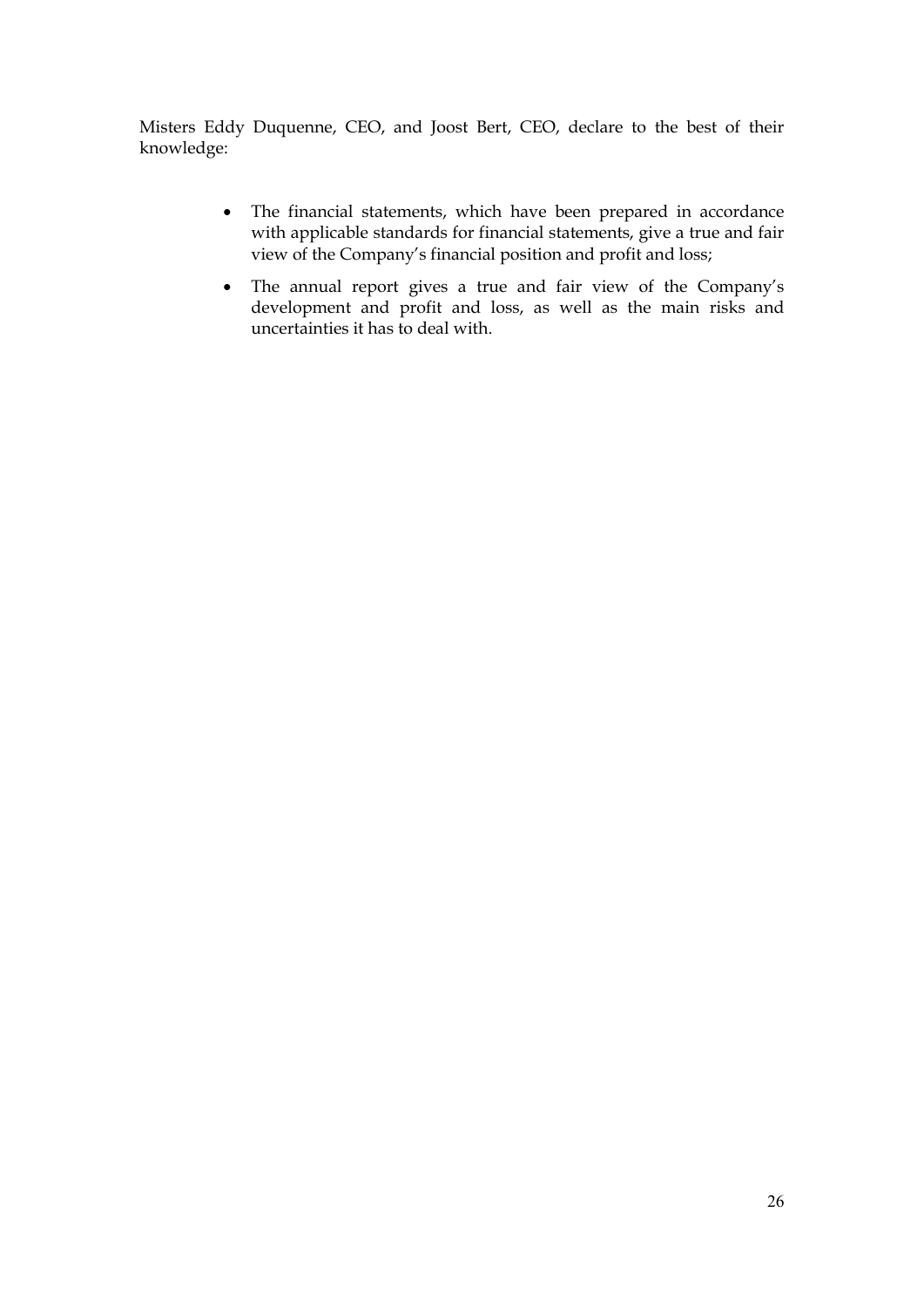Misters Eddy Duquenne, CEO, and Joost Bert, CEO, declare to the best of their knowledge:

- The financial statements, which have been prepared in accordance with applicable standards for financial statements, give a true and fair view of the Company's financial position and profit and loss;
- The annual report gives a true and fair view of the Company's development and profit and loss, as well as the main risks and uncertainties it has to deal with.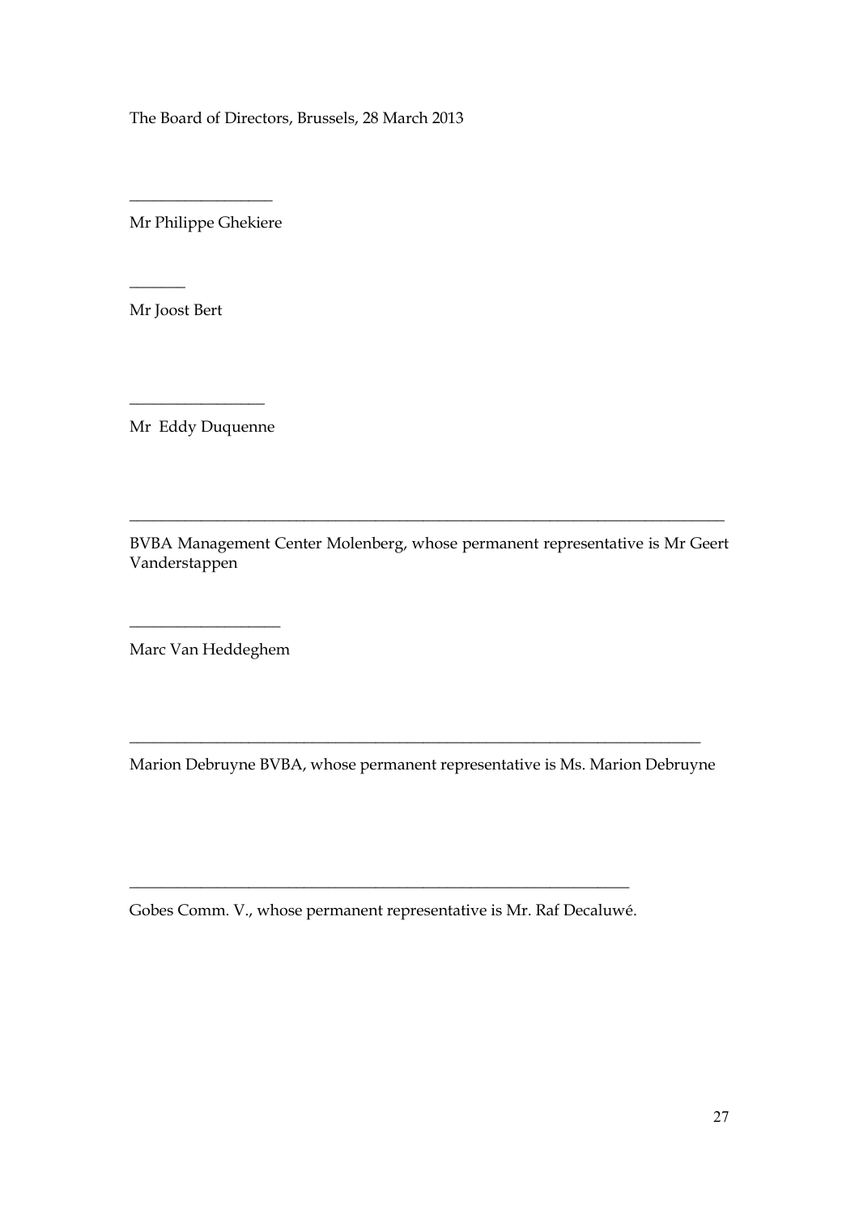The Board of Directors, Brussels, 28 March 2013

__________________

Mr Philippe Ghekiere

_______

Mr Joost Bert

_________________

Mr  Eddy Duquenne

____________________________________________________________________________

BVBA Management Center Molenberg, whose permanent representative is Mr Geert Vanderstappen

___________________

Marc Van Heddeghem

_________________________________________________________________________

Marion Debruyne BVBA, whose permanent representative is Ms. Marion Debruyne

________________________________________________________________

Gobes Comm. V., whose permanent representative is Mr. Raf Decaluwé.